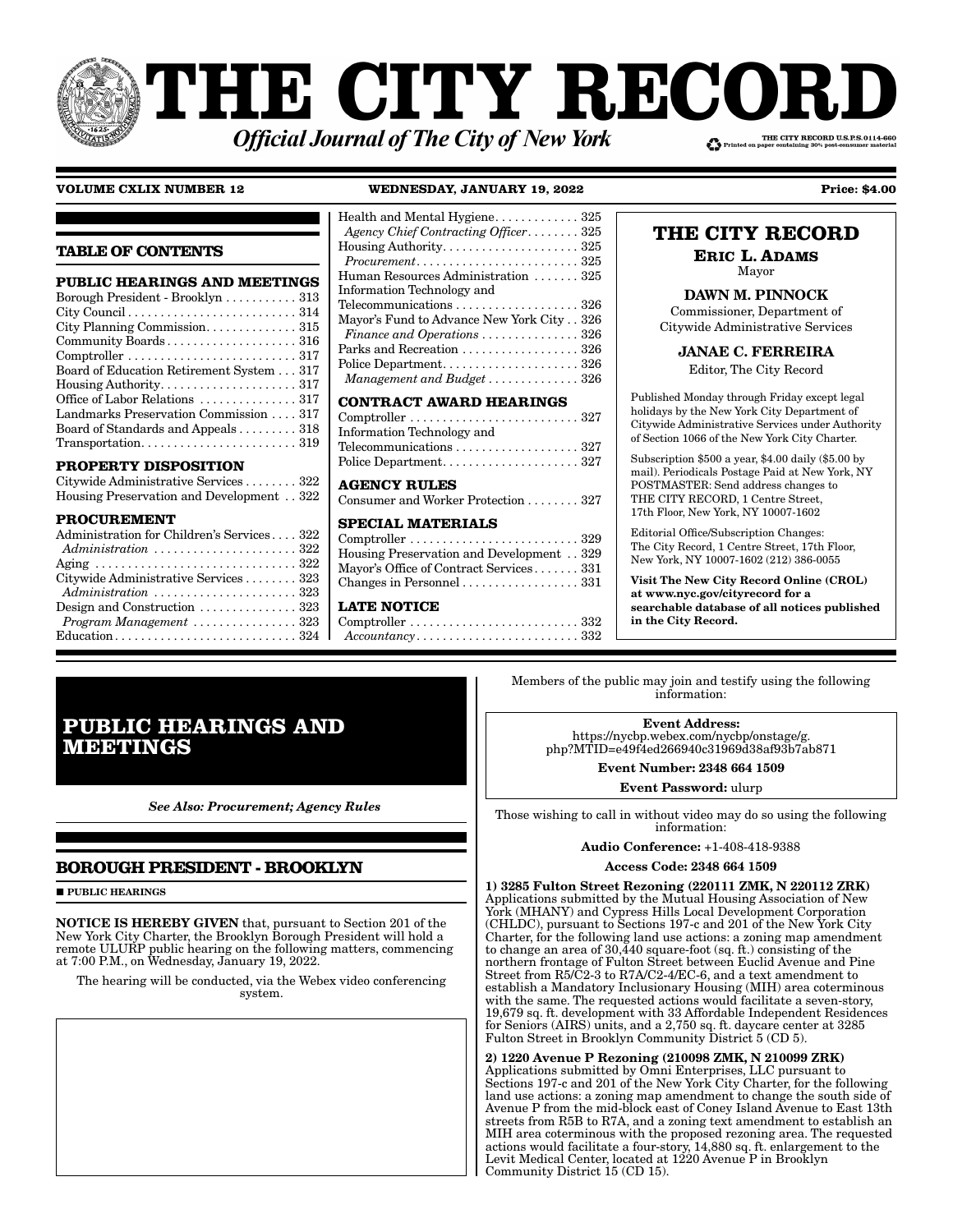# THE CITY RECORD

***Official Journal of The City of New York***

THE CITY RECORD U.S.P.S.0114-660
Printed on paper containing 30% post-consumer material

**VOLUME CXLIX NUMBER 12** **WEDNESDAY, JANUARY 19, 2022** **Price: $4.00**

## TABLE OF CONTENTS

**PUBLIC HEARINGS AND MEETINGS**

Borough President - Brooklyn . . . . . . . . . . . 313
City Council . . . . . . . . . . . . . . . . . . . . . . . . . . 314
City Planning Commission. . . . . . . . . . . . . 315
Community Boards . . . . . . . . . . . . . . . . . . . . 316
Comptroller . . . . . . . . . . . . . . . . . . . . . . . . . . 317
Board of Education Retirement System . . . 317
Housing Authority. . . . . . . . . . . . . . . . . . . . . 317
Office of Labor Relations . . . . . . . . . . . . . . . 317
Landmarks Preservation Commission . . . . 317
Board of Standards and Appeals . . . . . . . . . 318
Transportation. . . . . . . . . . . . . . . . . . . . . . . . 319

**PROPERTY DISPOSITION**

Citywide Administrative Services . . . . . . . . 322
Housing Preservation and Development . . 322

**PROCUREMENT**

Administration for Children's Services . . . . 322
*Administration* . . . . . . . . . . . . . . . . . . . . . . 322
Aging . . . . . . . . . . . . . . . . . . . . . . . . . . . . . . . 322
Citywide Administrative Services . . . . . . . . 323
*Administration* . . . . . . . . . . . . . . . . . . . . . . 323
Design and Construction . . . . . . . . . . . . . . . 323
*Program Management* . . . . . . . . . . . . . . . . 323
Education . . . . . . . . . . . . . . . . . . . . . . . . . . . . 324
Health and Mental Hygiene. . . . . . . . . . . . . 325
*Agency Chief Contracting Officer* . . . . . . . . 325
Housing Authority. . . . . . . . . . . . . . . . . . . . . 325
*Procurement*. . . . . . . . . . . . . . . . . . . . . . . . . 325
Human Resources Administration . . . . . . . 325
Information Technology and Telecommunications . . . . . . . . . . . . . . . . . . . 326
Mayor's Fund to Advance New York City . . 326
*Finance and Operations* . . . . . . . . . . . . . . . 326
Parks and Recreation . . . . . . . . . . . . . . . . . . 326
Police Department. . . . . . . . . . . . . . . . . . . . . 326
*Management and Budget* . . . . . . . . . . . . . . 326

**CONTRACT AWARD HEARINGS**

Comptroller . . . . . . . . . . . . . . . . . . . . . . . . . . 327
Information Technology and Telecommunications . . . . . . . . . . . . . . . . . . . 327
Police Department. . . . . . . . . . . . . . . . . . . . . 327

**AGENCY RULES**

Consumer and Worker Protection . . . . . . . . 327

**SPECIAL MATERIALS**

Comptroller . . . . . . . . . . . . . . . . . . . . . . . . . . 329
Housing Preservation and Development . . 329
Mayor's Office of Contract Services. . . . . . . 331
Changes in Personnel . . . . . . . . . . . . . . . . . . 331

**LATE NOTICE**

Comptroller . . . . . . . . . . . . . . . . . . . . . . . . . . 332
*Accountancy*. . . . . . . . . . . . . . . . . . . . . . . . . 332

**THE CITY RECORD**

**ERIC L. ADAMS**
Mayor

**DAWN M. PINNOCK**
Commissioner, Department of Citywide Administrative Services

**JANAE C. FERREIRA**
Editor, The City Record

Published Monday through Friday except legal holidays by the New York City Department of Citywide Administrative Services under Authority of Section 1066 of the New York City Charter.

Subscription $500 a year, $4.00 daily ($5.00 by mail). Periodicals Postage Paid at New York, NY POSTMASTER: Send address changes to THE CITY RECORD, 1 Centre Street, 17th Floor, New York, NY 10007-1602

Editorial Office/Subscription Changes: The City Record, 1 Centre Street, 17th Floor, New York, NY 10007-1602 (212) 386-0055

**Visit The New City Record Online (CROL) at www.nyc.gov/cityrecord for a searchable database of all notices published in the City Record.**

# PUBLIC HEARINGS AND MEETINGS

***See Also: Procurement; Agency Rules***

## BOROUGH PRESIDENT - BROOKLYN

■ **PUBLIC HEARINGS**

**NOTICE IS HEREBY GIVEN** that, pursuant to Section 201 of the New York City Charter, the Brooklyn Borough President will hold a remote ULURP public hearing on the following matters, commencing at 7:00 P.M., on Wednesday, January 19, 2022.

The hearing will be conducted, via the Webex video conferencing system.

Members of the public may join and testify using the following information:

**Event Address:**
https://nycbp.webex.com/nycbp/onstage/g.php?MTID=e49f4ed266940c31969d38af93b7ab871

**Event Number: 2348 664 1509**

**Event Password:** ulurp

Those wishing to call in without video may do so using the following information:

**Audio Conference:** +1-408-418-9388

**Access Code: 2348 664 1509**

**1) 3285 Fulton Street Rezoning (220111 ZMK, N 220112 ZRK)**
Applications submitted by the Mutual Housing Association of New York (MHANY) and Cypress Hills Local Development Corporation (CHLDC), pursuant to Sections 197-c and 201 of the New York City Charter, for the following land use actions: a zoning map amendment to change an area of 30,440 square-foot (sq. ft.) consisting of the northern frontage of Fulton Street between Euclid Avenue and Pine Street from R5/C2-3 to R7A/C2-4/EC-6, and a text amendment to establish a Mandatory Inclusionary Housing (MIH) area coterminous with the same. The requested actions would facilitate a seven-story, 19,679 sq. ft. development with 33 Affordable Independent Residences for Seniors (AIRS) units, and a 2,750 sq. ft. daycare center at 3285 Fulton Street in Brooklyn Community District 5 (CD 5).

**2) 1220 Avenue P Rezoning (210098 ZMK, N 210099 ZRK)**
Applications submitted by Omni Enterprises, LLC pursuant to Sections 197-c and 201 of the New York City Charter, for the following land use actions: a zoning map amendment to change the south side of Avenue P from the mid-block east of Coney Island Avenue to East 13th streets from R5B to R7A, and a zoning text amendment to establish an MIH area coterminous with the proposed rezoning area. The requested actions would facilitate a four-story, 14,880 sq. ft. enlargement to the Levit Medical Center, located at 1220 Avenue P in Brooklyn Community District 15 (CD 15).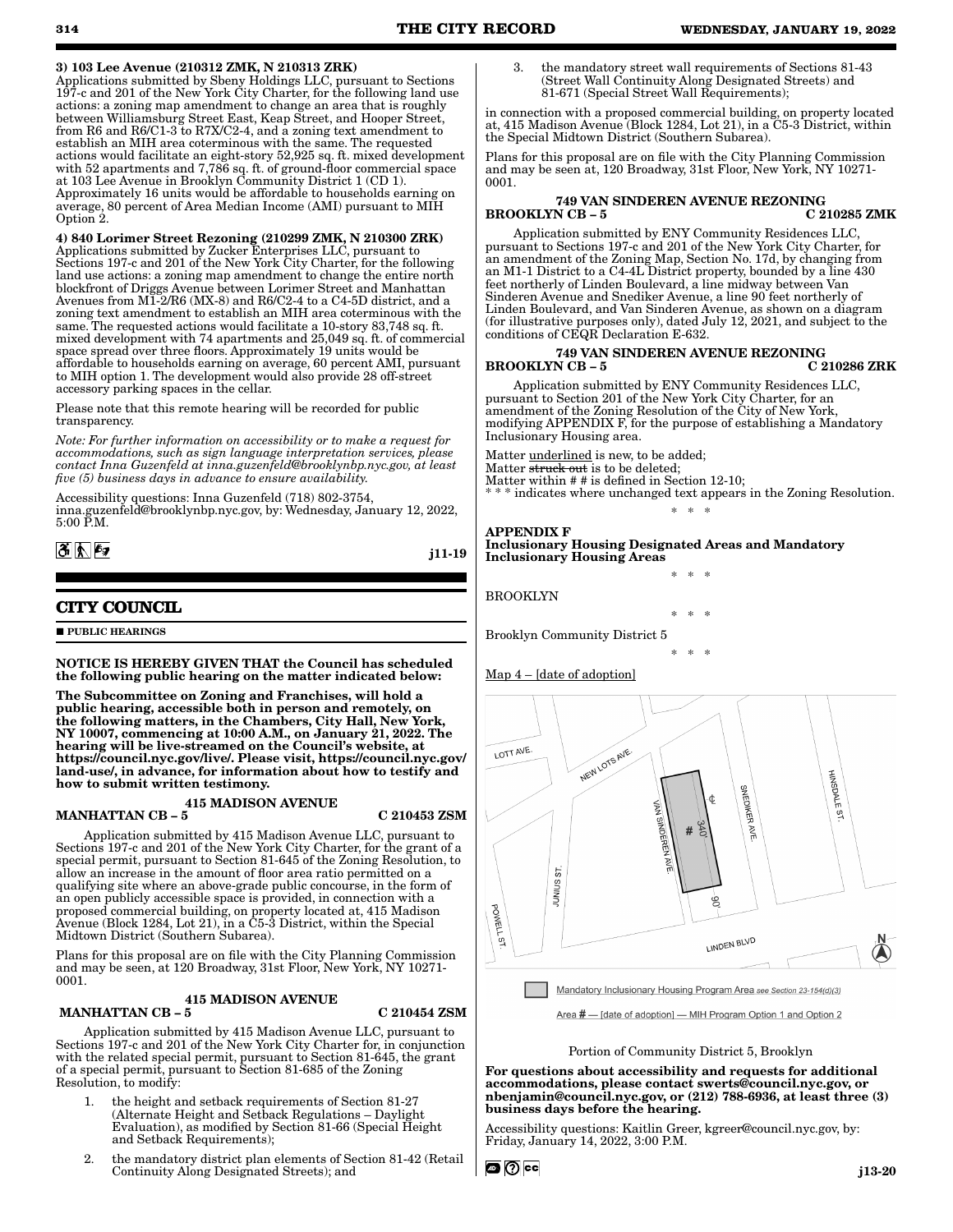**3) 103 Lee Avenue (210312 ZMK, N 210313 ZRK)**
Applications submitted by Sbeny Holdings LLC, pursuant to Sections 197-c and 201 of the New York City Charter, for the following land use actions: a zoning map amendment to change an area that is roughly between Williamsburg Street East, Keap Street, and Hooper Street, from R6 and R6/C1-3 to R7X/C2-4, and a zoning text amendment to establish an MIH area coterminous with the same. The requested actions would facilitate an eight-story 52,925 sq. ft. mixed development with 52 apartments and 7,786 sq. ft. of ground-floor commercial space at 103 Lee Avenue in Brooklyn Community District 1 (CD 1). Approximately 16 units would be affordable to households earning on average, 80 percent of Area Median Income (AMI) pursuant to MIH Option 2.

**4) 840 Lorimer Street Rezoning (210299 ZMK, N 210300 ZRK)**
Applications submitted by Zucker Enterprises LLC, pursuant to Sections 197-c and 201 of the New York City Charter, for the following land use actions: a zoning map amendment to change the entire north blockfront of Driggs Avenue between Lorimer Street and Manhattan Avenues from M1-2/R6 (MX-8) and R6/C2-4 to a C4-5D district, and a zoning text amendment to establish an MIH area coterminous with the same. The requested actions would facilitate a 10-story 83,748 sq. ft. mixed development with 74 apartments and 25,049 sq. ft. of commercial space spread over three floors. Approximately 19 units would be affordable to households earning on average, 60 percent AMI, pursuant to MIH option 1. The development would also provide 28 off-street accessory parking spaces in the cellar.

Please note that this remote hearing will be recorded for public transparency.

*Note: For further information on accessibility or to make a request for accommodations, such as sign language interpretation services, please contact Inna Guzenfeld at inna.guzenfeld@brooklynbp.nyc.gov, at least five (5) business days in advance to ensure availability.*

Accessibility questions: Inna Guzenfeld (718) 802-3754, inna.guzenfeld@brooklynbp.nyc.gov, by: Wednesday, January 12, 2022, 5:00 P.M.

j11-19

## CITY COUNCIL

■ PUBLIC HEARINGS

**NOTICE IS HEREBY GIVEN THAT the Council has scheduled the following public hearing on the matter indicated below:**

**The Subcommittee on Zoning and Franchises, will hold a public hearing, accessible both in person and remotely, on the following matters, in the Chambers, City Hall, New York, NY 10007, commencing at 10:00 A.M., on January 21, 2022. The hearing will be live-streamed on the Council's website, at https://council.nyc.gov/live/. Please visit, https://council.nyc.gov/land-use/, in advance, for information about how to testify and how to submit written testimony.**

**415 MADISON AVENUE**
**MANHATTAN CB – 5 C 210453 ZSM**

Application submitted by 415 Madison Avenue LLC, pursuant to Sections 197-c and 201 of the New York City Charter, for the grant of a special permit, pursuant to Section 81-645 of the Zoning Resolution, to allow an increase in the amount of floor area ratio permitted on a qualifying site where an above-grade public concourse, in the form of an open publicly accessible space is provided, in connection with a proposed commercial building, on property located at, 415 Madison Avenue (Block 1284, Lot 21), in a C5-3 District, within the Special Midtown District (Southern Subarea).

Plans for this proposal are on file with the City Planning Commission and may be seen, at 120 Broadway, 31st Floor, New York, NY 10271-0001.

**415 MADISON AVENUE**
**MANHATTAN CB – 5 C 210454 ZSM**

Application submitted by 415 Madison Avenue LLC, pursuant to Sections 197-c and 201 of the New York City Charter for, in conjunction with the related special permit, pursuant to Section 81-645, the grant of a special permit, pursuant to Section 81-685 of the Zoning Resolution, to modify:

1. the height and setback requirements of Section 81-27 (Alternate Height and Setback Regulations – Daylight Evaluation), as modified by Section 81-66 (Special Height and Setback Requirements);
2. the mandatory district plan elements of Section 81-42 (Retail Continuity Along Designated Streets); and
3. the mandatory street wall requirements of Sections 81-43 (Street Wall Continuity Along Designated Streets) and 81-671 (Special Street Wall Requirements);

in connection with a proposed commercial building, on property located at, 415 Madison Avenue (Block 1284, Lot 21), in a C5-3 District, within the Special Midtown District (Southern Subarea).

Plans for this proposal are on file with the City Planning Commission and may be seen at, 120 Broadway, 31st Floor, New York, NY 10271-0001.

**749 VAN SINDEREN AVENUE REZONING**
**BROOKLYN CB – 5 C 210285 ZMK**

Application submitted by ENY Community Residences LLC, pursuant to Sections 197-c and 201 of the New York City Charter, for an amendment of the Zoning Map, Section No. 17d, by changing from an M1-1 District to a C4-4L District property, bounded by a line 430 feet northerly of Linden Boulevard, a line midway between Van Sinderen Avenue and Snediker Avenue, a line 90 feet northerly of Linden Boulevard, and Van Sinderen Avenue, as shown on a diagram (for illustrative purposes only), dated July 12, 2021, and subject to the conditions of CEQR Declaration E-632.

**749 VAN SINDEREN AVENUE REZONING**
**BROOKLYN CB – 5 C 210286 ZRK**

Application submitted by ENY Community Residences LLC, pursuant to Section 201 of the New York City Charter, for an amendment of the Zoning Resolution of the City of New York, modifying APPENDIX F, for the purpose of establishing a Mandatory Inclusionary Housing area.

Matter underlined is new, to be added;
Matter ~~struck out~~ is to be deleted;
Matter within # # is defined in Section 12-10;
\* \* \* indicates where unchanged text appears in the Zoning Resolution.

\* \* \*

**APPENDIX F**
**Inclusionary Housing Designated Areas and Mandatory Inclusionary Housing Areas**

\* \* \*

BROOKLYN

\* \* \*

Brooklyn Community District 5

\* \* \*

Map 4 – [date of adoption]

LOTT AVE. NEW LOTS AVE. VAN SINDEREN AVE. SNEDIKER AVE. HINSDALE ST. JUNIUS ST. POWELL ST. LINDEN BLVD 340' 90' #

Mandatory Inclusionary Housing Program Area *see Section 23-154(d)(3)*

Area # — [date of adoption] — MIH Program Option 1 and Option 2

Portion of Community District 5, Brooklyn

**For questions about accessibility and requests for additional accommodations, please contact swerts@council.nyc.gov, or nbenjamin@council.nyc.gov, or (212) 788-6936, at least three (3) business days before the hearing.**

Accessibility questions: Kaitlin Greer, kgreer@council.nyc.gov, by: Friday, January 14, 2022, 3:00 P.M.

j13-20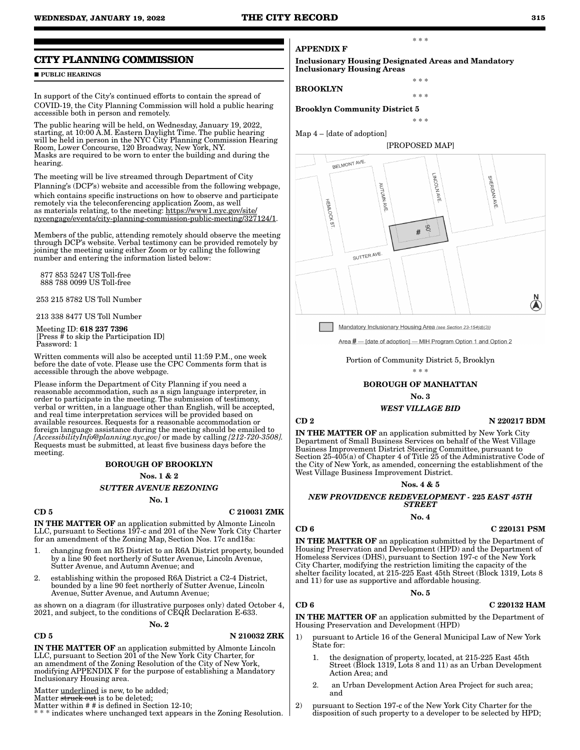## CITY PLANNING COMMISSION

■ **PUBLIC HEARINGS**

In support of the City's continued efforts to contain the spread of COVID-19, the City Planning Commission will hold a public hearing accessible both in person and remotely.

The public hearing will be held, on Wednesday, January 19, 2022, starting, at 10:00 A.M. Eastern Daylight Time. The public hearing will be held in person in the NYC City Planning Commission Hearing Room, Lower Concourse, 120 Broadway, New York, NY. Masks are required to be worn to enter the building and during the hearing.

The meeting will be live streamed through Department of City Planning's (DCP's) website and accessible from the following webpage, which contains specific instructions on how to observe and participate remotely via the teleconferencing application Zoom, as well as materials relating, to the meeting: https://www1.nyc.gov/site/nycengage/events/city-planning-commission-public-meeting/327124/1.

Members of the public, attending remotely should observe the meeting through DCP's website. Verbal testimony can be provided remotely by joining the meeting using either Zoom or by calling the following number and entering the information listed below:

877 853 5247 US Toll-free
888 788 0099 US Toll-free

253 215 8782 US Toll Number

213 338 8477 US Toll Number

Meeting ID: **618 237 7396**
[Press # to skip the Participation ID]
Password: 1

Written comments will also be accepted until 11:59 P.M., one week before the date of vote. Please use the CPC Comments form that is accessible through the above webpage.

Please inform the Department of City Planning if you need a reasonable accommodation, such as a sign language interpreter, in order to participate in the meeting. The submission of testimony, verbal or written, in a language other than English, will be accepted, and real time interpretation services will be provided based on available resources. Requests for a reasonable accommodation or foreign language assistance during the meeting should be emailed to *[AccessibilityInfo@planning.nyc.gov]* or made by calling *[212-720-3508]*. Requests must be submitted, at least five business days before the meeting.

### BOROUGH OF BROOKLYN

**Nos. 1 & 2**

***SUTTER AVENUE REZONING***

**No. 1**

**CD 5** **C 210031 ZMK**

**IN THE MATTER OF** an application submitted by Almonte Lincoln LLC, pursuant to Sections 197-c and 201 of the New York City Charter for an amendment of the Zoning Map, Section Nos. 17c and18a:

1. changing from an R5 District to an R6A District property, bounded by a line 90 feet northerly of Sutter Avenue, Lincoln Avenue, Sutter Avenue, and Autumn Avenue; and
2. establishing within the proposed R6A District a C2-4 District, bounded by a line 90 feet northerly of Sutter Avenue, Lincoln Avenue, Sutter Avenue, and Autumn Avenue;

as shown on a diagram (for illustrative purposes only) dated October 4, 2021, and subject, to the conditions of CEQR Declaration E-633.

**No. 2**

**CD 5** **N 210032 ZRK**

**IN THE MATTER OF** an application submitted by Almonte Lincoln LLC, pursuant to Section 201 of the New York City Charter, for an amendment of the Zoning Resolution of the City of New York, modifying APPENDIX F for the purpose of establishing a Mandatory Inclusionary Housing area.

Matter underlined is new, to be added;
Matter ~~struck out~~ is to be deleted;
Matter within # # is defined in Section 12-10;
\* \* \* indicates where unchanged text appears in the Zoning Resolution.

\* \* \*

**APPENDIX F**

**Inclusionary Housing Designated Areas and Mandatory Inclusionary Housing Areas**

\* \* \*

**BROOKLYN**

\* \* \*

**Brooklyn Community District 5**

\* \* \*

Map 4 – [date of adoption]

[PROPOSED MAP]

BELMONT AVE. AUTUMN AVE. LINCOLN AVE. SHERIDAN AVE. HEMLOCK ST. SUTTER AVE. # 90'

Mandatory Inclusionary Housing Area *(see Section 23-154(d)(3))*

Area # — [date of adoption] — MIH Program Option 1 and Option 2

Portion of Community District 5, Brooklyn

\* \* \*

### BOROUGH OF MANHATTAN

**No. 3**

***WEST VILLAGE BID***

**CD 2** **N 220217 BDM**

**IN THE MATTER OF** an application submitted by New York City Department of Small Business Services on behalf of the West Village Business Improvement District Steering Committee, pursuant to Section 25-405(a) of Chapter 4 of Title 25 of the Administrative Code of the City of New York, as amended, concerning the establishment of the West Village Business Improvement District.

**Nos. 4 & 5**

***NEW PROVIDENCE REDEVELOPMENT - 225 EAST 45TH STREET***

**No. 4**

**CD 6** **C 220131 PSM**

**IN THE MATTER OF** an application submitted by the Department of Housing Preservation and Development (HPD) and the Department of Homeless Services (DHS), pursuant to Section 197-c of the New York City Charter, modifying the restriction limiting the capacity of the shelter facility located, at 215-225 East 45th Street (Block 1319, Lots 8 and 11) for use as supportive and affordable housing.

**No. 5**

**CD 6** **C 220132 HAM**

**IN THE MATTER OF** an application submitted by the Department of Housing Preservation and Development (HPD)

1) pursuant to Article 16 of the General Municipal Law of New York State for:
   1. the designation of property, located, at 215-225 East 45th Street (Block 1319, Lots 8 and 11) as an Urban Development Action Area; and
   2. an Urban Development Action Area Project for such area; and
2) pursuant to Section 197-c of the New York City Charter for the disposition of such property to a developer to be selected by HPD;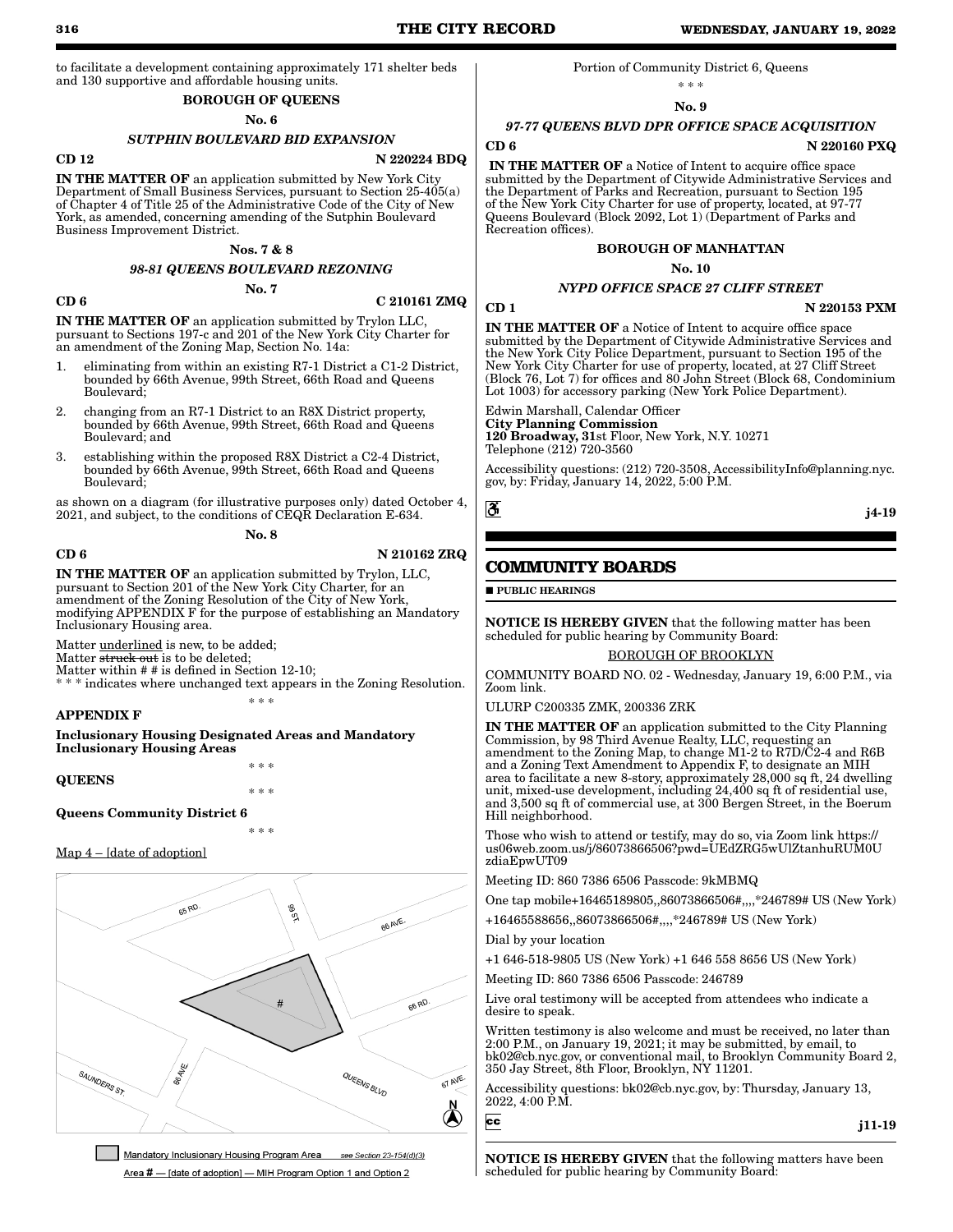to facilitate a development containing approximately 171 shelter beds and 130 supportive and affordable housing units.

**BOROUGH OF QUEENS**

**No. 6**

***SUTPHIN BOULEVARD BID EXPANSION***

**CD 12** **N 220224 BDQ**

**IN THE MATTER OF** an application submitted by New York City Department of Small Business Services, pursuant to Section 25-405(a) of Chapter 4 of Title 25 of the Administrative Code of the City of New York, as amended, concerning amending of the Sutphin Boulevard Business Improvement District.

**Nos. 7 & 8**

***98-81 QUEENS BOULEVARD REZONING***

**No. 7**

**CD 6** **C 210161 ZMQ**

**IN THE MATTER OF** an application submitted by Trylon LLC, pursuant to Sections 197-c and 201 of the New York City Charter for an amendment of the Zoning Map, Section No. 14a:

1. eliminating from within an existing R7-1 District a C1-2 District, bounded by 66th Avenue, 99th Street, 66th Road and Queens Boulevard;
2. changing from an R7-1 District to an R8X District property, bounded by 66th Avenue, 99th Street, 66th Road and Queens Boulevard; and
3. establishing within the proposed R8X District a C2-4 District, bounded by 66th Avenue, 99th Street, 66th Road and Queens Boulevard;

as shown on a diagram (for illustrative purposes only) dated October 4, 2021, and subject, to the conditions of CEQR Declaration E-634.

**No. 8**

**CD 6** **N 210162 ZRQ**

**IN THE MATTER OF** an application submitted by Trylon, LLC, pursuant to Section 201 of the New York City Charter, for an amendment of the Zoning Resolution of the City of New York, modifying APPENDIX F for the purpose of establishing an Mandatory Inclusionary Housing area.

Matter underlined is new, to be added;
Matter ~~struck out~~ is to be deleted;
Matter within # # is defined in Section 12-10;
* * * indicates where unchanged text appears in the Zoning Resolution.

* * *

**APPENDIX F**

**Inclusionary Housing Designated Areas and Mandatory Inclusionary Housing Areas**

* * *

**QUEENS**

* * *

**Queens Community District 6**

* * *

Map 4 – [date of adoption]

65 RD. 99 ST. 66 AVE. 66 RD. # SAUNDERS ST. 66 AVE. QUEENS BLVD 67 AVE. N

Mandatory Inclusionary Housing Program Area *see Section 23-154(d)(3)*

Area **#** — [date of adoption] — MIH Program Option 1 and Option 2

Portion of Community District 6, Queens

* * *

**No. 9**

***97-77 QUEENS BLVD DPR OFFICE SPACE ACQUISITION***

**CD 6** **N 220160 PXQ**

**IN THE MATTER OF** a Notice of Intent to acquire office space submitted by the Department of Citywide Administrative Services and the Department of Parks and Recreation, pursuant to Section 195 of the New York City Charter for use of property, located, at 97-77 Queens Boulevard (Block 2092, Lot 1) (Department of Parks and Recreation offices).

**BOROUGH OF MANHATTAN**

**No. 10**

***NYPD OFFICE SPACE 27 CLIFF STREET***

**CD 1** **N 220153 PXM**

**IN THE MATTER OF** a Notice of Intent to acquire office space submitted by the Department of Citywide Administrative Services and the New York City Police Department, pursuant to Section 195 of the New York City Charter for use of property, located, at 27 Cliff Street (Block 76, Lot 7) for offices and 80 John Street (Block 68, Condominium Lot 1003) for accessory parking (New York Police Department).

Edwin Marshall, Calendar Officer
**City Planning Commission**
**120 Broadway, 31**st Floor, New York, N.Y. 10271
Telephone (212) 720-3560

Accessibility questions: (212) 720-3508, AccessibilityInfo@planning.nyc.gov, by: Friday, January 14, 2022, 5:00 P.M.

**j4-19**

## COMMUNITY BOARDS

■ **PUBLIC HEARINGS**

**NOTICE IS HEREBY GIVEN** that the following matter has been scheduled for public hearing by Community Board:

BOROUGH OF BROOKLYN

COMMUNITY BOARD NO. 02 - Wednesday, January 19, 6:00 P.M., via Zoom link.

ULURP C200335 ZMK, 200336 ZRK

**IN THE MATTER OF** an application submitted to the City Planning Commission, by 98 Third Avenue Realty, LLC, requesting an amendment to the Zoning Map, to change M1-2 to R7D/C2-4 and R6B and a Zoning Text Amendment to Appendix F, to designate an MIH area to facilitate a new 8-story, approximately 28,000 sq ft, 24 dwelling unit, mixed-use development, including 24,400 sq ft of residential use, and 3,500 sq ft of commercial use, at 300 Bergen Street, in the Boerum Hill neighborhood.

Those who wish to attend or testify, may do so, via Zoom link https://us06web.zoom.us/j/86073866506?pwd=UEdZRG5wUlZtanhuRUM0UzdiaEpwUT09

Meeting ID: 860 7386 6506 Passcode: 9kMBMQ

One tap mobile+16465189805,,86073866506#,,,,*246789# US (New York)

+16465588656,,86073866506#,,,,*246789# US (New York)

Dial by your location

+1 646-518-9805 US (New York) +1 646 558 8656 US (New York)

Meeting ID: 860 7386 6506 Passcode: 246789

Live oral testimony will be accepted from attendees who indicate a desire to speak.

Written testimony is also welcome and must be received, no later than 2:00 P.M., on January 19, 2021; it may be submitted, by email, to bk02@cb.nyc.gov, or conventional mail, to Brooklyn Community Board 2, 350 Jay Street, 8th Floor, Brooklyn, NY 11201.

Accessibility questions: bk02@cb.nyc.gov, by: Thursday, January 13, 2022, 4:00 P.M.

**j11-19**

**NOTICE IS HEREBY GIVEN** that the following matters have been scheduled for public hearing by Community Board: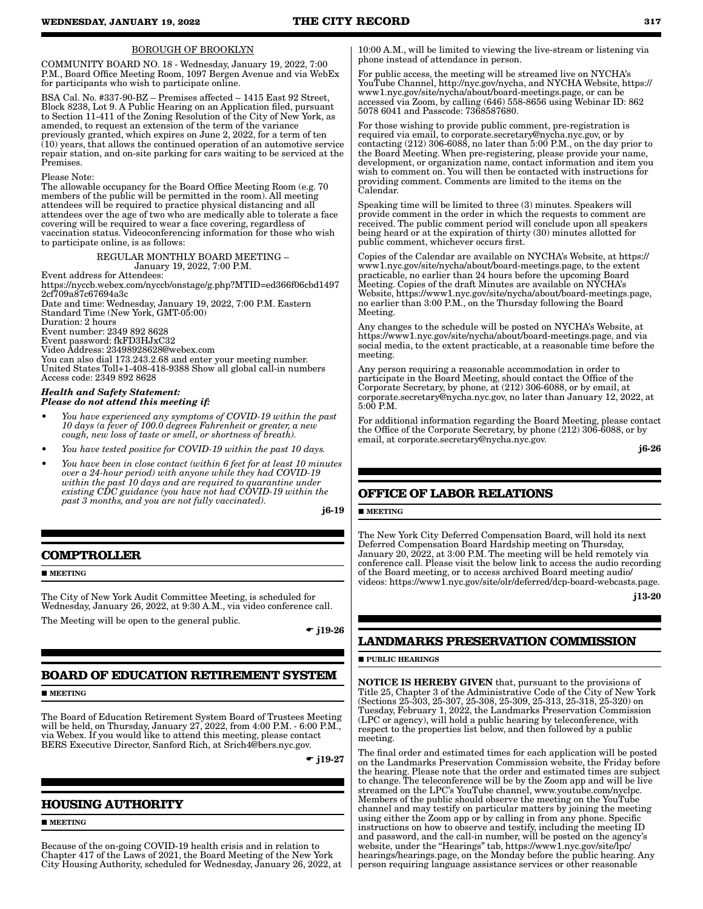BOROUGH OF BROOKLYN

COMMUNITY BOARD NO. 18 - Wednesday, January 19, 2022, 7:00 P.M., Board Office Meeting Room, 1097 Bergen Avenue and via WebEx for participants who wish to participate online.

BSA Cal. No. #337-90-BZ – Premises affected – 1415 East 92 Street, Block 8238, Lot 9. A Public Hearing on an Application filed, pursuant to Section 11-411 of the Zoning Resolution of the City of New York, as amended, to request an extension of the term of the variance previously granted, which expires on June 2, 2022, for a term of ten (10) years, that allows the continued operation of an automotive service repair station, and on-site parking for cars waiting to be serviced at the Premises.

Please Note:
The allowable occupancy for the Board Office Meeting Room (e.g. 70 members of the public will be permitted in the room). All meeting attendees will be required to practice physical distancing and all attendees over the age of two who are medically able to tolerate a face covering will be required to wear a face covering, regardless of vaccination status. Videoconferencing information for those who wish to participate online, is as follows:

REGULAR MONTHLY BOARD MEETING – January 19, 2022, 7:00 P.M.

Event address for Attendees:
https://nyccb.webex.com/nyccb/onstage/g.php?MTID=ed366f06cbd14972cf709a87c67694a3c
Date and time: Wednesday, January 19, 2022, 7:00 P.M. Eastern Standard Time (New York, GMT-05:00)
Duration: 2 hours
Event number: 2349 892 8628
Event password: fkFD3HJxC32
Video Address: 23498928628@webex.com
You can also dial 173.243.2.68 and enter your meeting number.
United States Toll+1-408-418-9388 Show all global call-in numbers
Access code: 2349 892 8628

***Health and Safety Statement:***
***Please do not attend this meeting if:***

- *You have experienced any symptoms of COVID-19 within the past 10 days (a fever of 100.0 degrees Fahrenheit or greater, a new cough, new loss of taste or smell, or shortness of breath).*
- *You have tested positive for COVID-19 within the past 10 days.*
- *You have been in close contact (within 6 feet for at least 10 minutes over a 24-hour period) with anyone while they had COVID-19 within the past 10 days and are required to quarantine under existing CDC guidance (you have not had COVID-19 within the past 3 months, and you are not fully vaccinated).*

**j6-19**

## COMPTROLLER

■ **MEETING**

The City of New York Audit Committee Meeting, is scheduled for Wednesday, January 26, 2022, at 9:30 A.M., via video conference call.

The Meeting will be open to the general public.

☛ **j19-26**

## BOARD OF EDUCATION RETIREMENT SYSTEM

■ **MEETING**

The Board of Education Retirement System Board of Trustees Meeting will be held, on Thursday, January 27, 2022, from 4:00 P.M. - 6:00 P.M., via Webex. If you would like to attend this meeting, please contact BERS Executive Director, Sanford Rich, at Srich4@bers.nyc.gov.

☛ **j19-27**

## HOUSING AUTHORITY

■ **MEETING**

Because of the on-going COVID-19 health crisis and in relation to Chapter 417 of the Laws of 2021, the Board Meeting of the New York City Housing Authority, scheduled for Wednesday, January 26, 2022, at 10:00 A.M., will be limited to viewing the live-stream or listening via phone instead of attendance in person.

For public access, the meeting will be streamed live on NYCHA's YouTube Channel, http://nyc.gov/nycha, and NYCHA Website, https://www1.nyc.gov/site/nycha/about/board-meetings.page, or can be accessed via Zoom, by calling (646) 558-8656 using Webinar ID: 862 5078 6041 and Passcode: 7368587680.

For those wishing to provide public comment, pre-registration is required via email, to corporate.secretary@nycha.nyc.gov, or by contacting (212) 306-6088, no later than 5:00 P.M., on the day prior to the Board Meeting. When pre-registering, please provide your name, development, or organization name, contact information and item you wish to comment on. You will then be contacted with instructions for providing comment. Comments are limited to the items on the Calendar.

Speaking time will be limited to three (3) minutes. Speakers will provide comment in the order in which the requests to comment are received. The public comment period will conclude upon all speakers being heard or at the expiration of thirty (30) minutes allotted for public comment, whichever occurs first.

Copies of the Calendar are available on NYCHA's Website, at https://www1.nyc.gov/site/nycha/about/board-meetings.page, to the extent practicable, no earlier than 24 hours before the upcoming Board Meeting. Copies of the draft Minutes are available on NYCHA's Website, https://www1.nyc.gov/site/nycha/about/board-meetings.page, no earlier than 3:00 P.M., on the Thursday following the Board Meeting.

Any changes to the schedule will be posted on NYCHA's Website, at https://www1.nyc.gov/site/nycha/about/board-meetings.page, and via social media, to the extent practicable, at a reasonable time before the meeting.

Any person requiring a reasonable accommodation in order to participate in the Board Meeting, should contact the Office of the Corporate Secretary, by phone, at (212) 306-6088, or by email, at corporate.secretary@nycha.nyc.gov, no later than January 12, 2022, at 5:00 P.M.

For additional information regarding the Board Meeting, please contact the Office of the Corporate Secretary, by phone (212) 306-6088, or by email, at corporate.secretary@nycha.nyc.gov.

**j6-26**

## OFFICE OF LABOR RELATIONS

■ **MEETING**

The New York City Deferred Compensation Board, will hold its next Deferred Compensation Board Hardship meeting on Thursday, January 20, 2022, at 3:00 P.M. The meeting will be held remotely via conference call. Please visit the below link to access the audio recording of the Board meeting, or to access archived Board meeting audio/videos: https://www1.nyc.gov/site/olr/deferred/dcp-board-webcasts.page.

**j13-20**

## LANDMARKS PRESERVATION COMMISSION

■ **PUBLIC HEARINGS**

**NOTICE IS HEREBY GIVEN** that, pursuant to the provisions of Title 25, Chapter 3 of the Administrative Code of the City of New York (Sections 25-303, 25-307, 25-308, 25-309, 25-313, 25-318, 25-320) on Tuesday, February 1, 2022, the Landmarks Preservation Commission (LPC or agency), will hold a public hearing by teleconference, with respect to the properties list below, and then followed by a public meeting.

The final order and estimated times for each application will be posted on the Landmarks Preservation Commission website, the Friday before the hearing. Please note that the order and estimated times are subject to change. The teleconference will be by the Zoom app and will be live streamed on the LPC's YouTube channel, www.youtube.com/nyclpc. Members of the public should observe the meeting on the YouTube channel and may testify on particular matters by joining the meeting using either the Zoom app or by calling in from any phone. Specific instructions on how to observe and testify, including the meeting ID and password, and the call-in number, will be posted on the agency's website, under the "Hearings" tab, https://www1.nyc.gov/site/lpc/hearings/hearings.page, on the Monday before the public hearing. Any person requiring language assistance services or other reasonable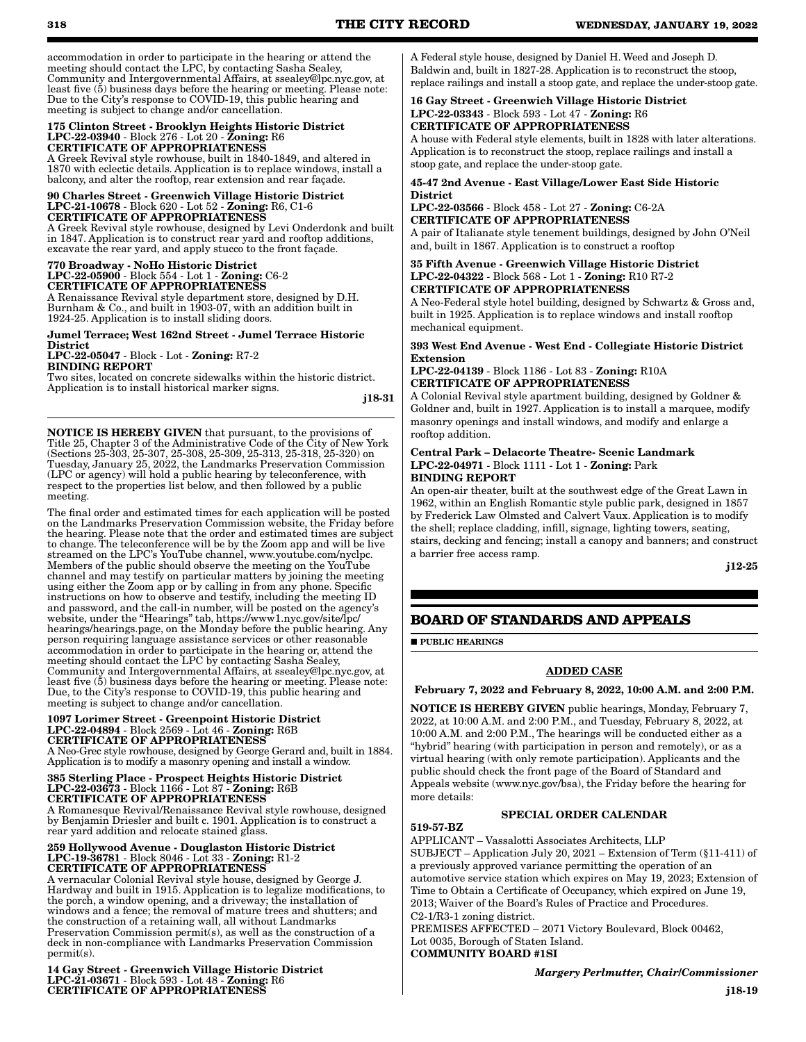accommodation in order to participate in the hearing or attend the meeting should contact the LPC, by contacting Sasha Sealey, Community and Intergovernmental Affairs, at ssealey@lpc.nyc.gov, at least five (5) business days before the hearing or meeting. Please note: Due to the City's response to COVID-19, this public hearing and meeting is subject to change and/or cancellation.

**175 Clinton Street - Brooklyn Heights Historic District**
**LPC-22-03940** - Block 276 - Lot 20 - **Zoning:** R6
**CERTIFICATE OF APPROPRIATENESS**
A Greek Revival style rowhouse, built in 1840-1849, and altered in 1870 with eclectic details. Application is to replace windows, install a balcony, and alter the rooftop, rear extension and rear façade.

**90 Charles Street - Greenwich Village Historic District**
**LPC-21-10678** - Block 620 - Lot 52 - **Zoning:** R6, C1-6
**CERTIFICATE OF APPROPRIATENESS**
A Greek Revival style rowhouse, designed by Levi Onderdonk and built in 1847. Application is to construct rear yard and rooftop additions, excavate the rear yard, and apply stucco to the front façade.

**770 Broadway - NoHo Historic District**
**LPC-22-05900** - Block 554 - Lot 1 - **Zoning:** C6-2
**CERTIFICATE OF APPROPRIATENESS**
A Renaissance Revival style department store, designed by D.H. Burnham & Co., and built in 1903-07, with an addition built in 1924-25. Application is to install sliding doors.

**Jumel Terrace; West 162nd Street - Jumel Terrace Historic District**
**LPC-22-05047** - Block - Lot - **Zoning:** R7-2
**BINDING REPORT**
Two sites, located on concrete sidewalks within the historic district. Application is to install historical marker signs.

j18-31

---

**NOTICE IS HEREBY GIVEN** that pursuant, to the provisions of Title 25, Chapter 3 of the Administrative Code of the City of New York (Sections 25-303, 25-307, 25-308, 25-309, 25-313, 25-318, 25-320) on Tuesday, January 25, 2022, the Landmarks Preservation Commission (LPC or agency) will hold a public hearing by teleconference, with respect to the properties list below, and then followed by a public meeting.

The final order and estimated times for each application will be posted on the Landmarks Preservation Commission website, the Friday before the hearing. Please note that the order and estimated times are subject to change. The teleconference will be by the Zoom app and will be live streamed on the LPC's YouTube channel, www.youtube.com/nyclpc. Members of the public should observe the meeting on the YouTube channel and may testify on particular matters by joining the meeting using either the Zoom app or by calling in from any phone. Specific instructions on how to observe and testify, including the meeting ID and password, and the call-in number, will be posted on the agency's website, under the "Hearings" tab, https://www1.nyc.gov/site/lpc/hearings/hearings.page, on the Monday before the public hearing. Any person requiring language assistance services or other reasonable accommodation in order to participate in the hearing or, attend the meeting should contact the LPC by contacting Sasha Sealey, Community and Intergovernmental Affairs, at ssealey@lpc.nyc.gov, at least five (5) business days before the hearing or meeting. Please note: Due, to the City's response to COVID-19, this public hearing and meeting is subject to change and/or cancellation.

**1097 Lorimer Street - Greenpoint Historic District**
**LPC-22-04894** - Block 2569 - Lot 46 - **Zoning:** R6B
**CERTIFICATE OF APPROPRIATENESS**
A Neo-Grec style rowhouse, designed by George Gerard and, built in 1884. Application is to modify a masonry opening and install a window.

**385 Sterling Place - Prospect Heights Historic District**
**LPC-22-03673** - Block 1166 - Lot 87 - **Zoning:** R6B
**CERTIFICATE OF APPROPRIATENESS**
A Romanesque Revival/Renaissance Revival style rowhouse, designed by Benjamin Driesler and built c. 1901. Application is to construct a rear yard addition and relocate stained glass.

**259 Hollywood Avenue - Douglaston Historic District**
**LPC-19-36781** - Block 8046 - Lot 33 - **Zoning:** R1-2
**CERTIFICATE OF APPROPRIATENESS**
A vernacular Colonial Revival style house, designed by George J. Hardway and built in 1915. Application is to legalize modifications, to the porch, a window opening, and a driveway; the installation of windows and a fence; the removal of mature trees and shutters; and the construction of a retaining wall, all without Landmarks Preservation Commission permit(s), as well as the construction of a deck in non-compliance with Landmarks Preservation Commission permit(s).

**14 Gay Street - Greenwich Village Historic District**
**LPC-21-03671** - Block 593 - Lot 48 - **Zoning:** R6
**CERTIFICATE OF APPROPRIATENESS**
A Federal style house, designed by Daniel H. Weed and Joseph D. Baldwin and, built in 1827-28. Application is to reconstruct the stoop, replace railings and install a stoop gate, and replace the under-stoop gate.

**16 Gay Street - Greenwich Village Historic District**
**LPC-22-03343** - Block 593 - Lot 47 - **Zoning:** R6
**CERTIFICATE OF APPROPRIATENESS**
A house with Federal style elements, built in 1828 with later alterations. Application is to reconstruct the stoop, replace railings and install a stoop gate, and replace the under-stoop gate.

**45-47 2nd Avenue - East Village/Lower East Side Historic District**
**LPC-22-03566** - Block 458 - Lot 27 - **Zoning:** C6-2A
**CERTIFICATE OF APPROPRIATENESS**
A pair of Italianate style tenement buildings, designed by John O'Neil and, built in 1867. Application is to construct a rooftop

**35 Fifth Avenue - Greenwich Village Historic District**
**LPC-22-04322** - Block 568 - Lot 1 - **Zoning:** R10 R7-2
**CERTIFICATE OF APPROPRIATENESS**
A Neo-Federal style hotel building, designed by Schwartz & Gross and, built in 1925. Application is to replace windows and install rooftop mechanical equipment.

**393 West End Avenue - West End - Collegiate Historic District Extension**
**LPC-22-04139** - Block 1186 - Lot 83 - **Zoning:** R10A
**CERTIFICATE OF APPROPRIATENESS**
A Colonial Revival style apartment building, designed by Goldner & Goldner and, built in 1927. Application is to install a marquee, modify masonry openings and install windows, and modify and enlarge a rooftop addition.

**Central Park – Delacorte Theatre- Scenic Landmark**
**LPC-22-04971** - Block 1111 - Lot 1 - **Zoning:** Park
**BINDING REPORT**
An open-air theater, built at the southwest edge of the Great Lawn in 1962, within an English Romantic style public park, designed in 1857 by Frederick Law Olmsted and Calvert Vaux. Application is to modify the shell; replace cladding, infill, signage, lighting towers, seating, stairs, decking and fencing; install a canopy and banners; and construct a barrier free access ramp.

j12-25

## BOARD OF STANDARDS AND APPEALS

■ **PUBLIC HEARINGS**

**ADDED CASE**

**February 7, 2022 and February 8, 2022, 10:00 A.M. and 2:00 P.M.**

**NOTICE IS HEREBY GIVEN** public hearings, Monday, February 7, 2022, at 10:00 A.M. and 2:00 P.M., and Tuesday, February 8, 2022, at 10:00 A.M. and 2:00 P.M., The hearings will be conducted either as a "hybrid" hearing (with participation in person and remotely), or as a virtual hearing (with only remote participation). Applicants and the public should check the front page of the Board of Standard and Appeals website (www.nyc.gov/bsa), the Friday before the hearing for more details:

**SPECIAL ORDER CALENDAR**

**519-57-BZ**
APPLICANT – Vassalotti Associates Architects, LLP
SUBJECT – Application July 20, 2021 – Extension of Term (§11-411) of a previously approved variance permitting the operation of an automotive service station which expires on May 19, 2023; Extension of Time to Obtain a Certificate of Occupancy, which expired on June 19, 2013; Waiver of the Board's Rules of Practice and Procedures. C2-1/R3-1 zoning district.
PREMISES AFFECTED – 2071 Victory Boulevard, Block 00462, Lot 0035, Borough of Staten Island.
**COMMUNITY BOARD #1SI**

***Margery Perlmutter, Chair/Commissioner***

j18-19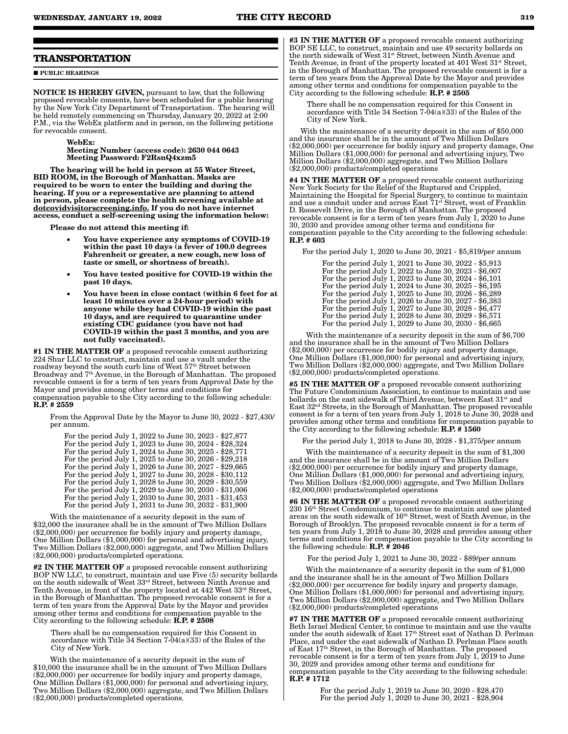## TRANSPORTATION

■ PUBLIC HEARINGS

**NOTICE IS HEREBY GIVEN,** pursuant to law, that the following proposed revocable consents, have been scheduled for a public hearing by the New York City Department of Transportation. The hearing will be held remotely commencing on Thursday, January 20, 2022 at 2:00 P.M., via the WebEx platform and in person, on the following petitions for revocable consent.

**WebEx:**
**Meeting Number (access code): 2630 044 0643**
**Meeting Password: F2RsnQ4xzm5**

**The hearing will be held in person at 55 Water Street, BID ROOM, in the Borough of Manhattan. Masks are required to be worn to enter the building and during the hearing. If you or a representative are planning to attend in person, please complete the health screening available at dotcovidvisitorscreening.info. If you do not have internet access, conduct a self-screening using the information below:**

**Please do not attend this meeting if:**

- **You have experience any symptoms of COVID-19 within the past 10 days (a fever of 100.0 degrees Fahrenheit or greater, a new cough, new loss of taste or smell, or shortness of breath).**
- **You have tested positive for COVID-19 within the past 10 days.**
- **You have been in close contact (within 6 feet for at least 10 minutes over a 24-hour period) with anyone while they had COVID-19 within the past 10 days, and are required to quarantine under existing CDC guidance (you have not had COVID-19 within the past 3 months, and you are not fully vaccinated).**

**#1 IN THE MATTER OF** a proposed revocable consent authorizing 224 Shur LLC to construct, maintain and use a vault under the roadway beyond the south curb line of West 57th Street between Broadway and 7th Avenue, in the Borough of Manhattan. The proposed revocable consent is for a term of ten years from Approval Date by the Mayor and provides among other terms and conditions for compensation payable to the City according to the following schedule: **R.P. # 2559**

From the Approval Date by the Mayor to June 30, 2022 - $27,430/ per annum.

For the period July 1, 2022 to June 30, 2023 - $27,877
For the period July 1, 2023 to June 30, 2024 - $28,324
For the period July 1, 2024 to June 30, 2025 - $28,771
For the period July 1, 2025 to June 30, 2026 - $29,218
For the period July 1, 2026 to June 30, 2027 - $29,665
For the period July 1, 2027 to June 30, 2028 - $30,112
For the period July 1, 2028 to June 30, 2029 - $30,559
For the period July 1, 2029 to June 30, 2030 - $31,006
For the period July 1, 2030 to June 30, 2031 - $31,453
For the period July 1, 2031 to June 30, 2032 - $31,900

With the maintenance of a security deposit in the sum of $32,000 the insurance shall be in the amount of Two Million Dollars ($2,000,000) per occurrence for bodily injury and property damage, One Million Dollars ($1,000,000) for personal and advertising injury, Two Million Dollars ($2,000,000) aggregate, and Two Million Dollars ($2,000,000) products/completed operations.

**#2 IN THE MATTER OF** a proposed revocable consent authorizing BOP NW LLC, to construct, maintain and use Five (5) security bollards on the south sidewalk of West 33rd Street, between Ninth Avenue and Tenth Avenue, in front of the property located at 442 West 33rd Street, in the Borough of Manhattan. The proposed revocable consent is for a term of ten years from the Approval Date by the Mayor and provides among other terms and conditions for compensation payable to the City according to the following schedule: **R.P. # 2508**

There shall be no compensation required for this Consent in accordance with Title 34 Section 7-04(a)(33) of the Rules of the City of New York.

With the maintenance of a security deposit in the sum of $10,000 the insurance shall be in the amount of Two Million Dollars ($2,000,000) per occurrence for bodily injury and property damage, One Million Dollars ($1,000,000) for personal and advertising injury, Two Million Dollars ($2,000,000) aggregate, and Two Million Dollars ($2,000,000) products/completed operations.

**#3 IN THE MATTER OF** a proposed revocable consent authorizing BOP SE LLC, to construct, maintain and use 49 security bollards on the north sidewalk of West 31st Street, between Ninth Avenue and Tenth Avenue, in front of the property located at 401 West 31st Street, in the Borough of Manhattan. The proposed revocable consent is for a term of ten years from the Approval Date by the Mayor and provides among other terms and conditions for compensation payable to the City according to the following schedule: **R.P. # 2505**

There shall be no compensation required for this Consent in accordance with Title 34 Section 7-04(a)(33) of the Rules of the City of New York.

With the maintenance of a security deposit in the sum of $50,000 and the insurance shall be in the amount of Two Million Dollars ($2,000,000) per occurrence for bodily injury and property damage, One Million Dollars ($1,000,000) for personal and advertising injury, Two Million Dollars ($2,000,000) aggregate, and Two Million Dollars ($2,000,000) products/completed operations

**#4 IN THE MATTER OF** a proposed revocable consent authorizing New York Society for the Relief of the Ruptured and Crippled, Maintaining the Hospital for Special Surgery, to continue to maintain and use a conduit under and across East 71st Street, west of Franklin D. Roosevelt Drive, in the Borough of Manhattan. The proposed revocable consent is for a term of ten years from July 1, 2020 to June 30, 2030 and provides among other terms and conditions for compensation payable to the City according to the following schedule: **R.P. # 603**

For the period July 1, 2020 to June 30, 2021 - $5,819/per annum

For the period July 1, 2021 to June 30, 2022 - $5,913
For the period July 1, 2022 to June 30, 2023 - $6,007
For the period July 1, 2023 to June 30, 2024 - $6,101
For the period July 1, 2024 to June 30, 2025 - $6,195
For the period July 1, 2025 to June 30, 2026 - $6,289
For the period July 1, 2026 to June 30, 2027 - $6,383
For the period July 1, 2027 to June 30, 2028 - $6,477
For the period July 1, 2028 to June 30, 2029 - $6,571
For the period July 1, 2029 to June 30, 2030 - $6,665

With the maintenance of a security deposit in the sum of $6,700 and the insurance shall be in the amount of Two Million Dollars ($2,000,000) per occurrence for bodily injury and property damage, One Million Dollars ($1,000,000) for personal and advertising injury, Two Million Dollars ($2,000,000) aggregate, and Two Million Dollars ($2,000,000) products/completed operations.

**#5 IN THE MATTER OF** a proposed revocable consent authorizing The Future Condominium Association, to continue to maintain and use bollards on the east sidewalk of Third Avenue, between East 31st and East 32nd Streets, in the Borough of Manhattan. The proposed revocable consent is for a term of ten years from July 1, 2018 to June 30, 2028 and provides among other terms and conditions for compensation payable to the City according to the following schedule: **R.P. # 1560**

For the period July 1, 2018 to June 30, 2028 - $1,375/per annum

With the maintenance of a security deposit in the sum of $1,300 and the insurance shall be in the amount of Two Million Dollars ($2,000,000) per occurrence for bodily injury and property damage, One Million Dollars ($1,000,000) for personal and advertising injury, Two Million Dollars ($2,000,000) aggregate, and Two Million Dollars ($2,000,000) products/completed operations

**#6 IN THE MATTER OF** a proposed revocable consent authorizing 230 16th Street Condominium, to continue to maintain and use planted areas on the south sidewalk of 16th Street, west of Sixth Avenue, in the Borough of Brooklyn. The proposed revocable consent is for a term of ten years from July 1, 2018 to June 30, 2028 and provides among other terms and conditions for compensation payable to the City according to the following schedule: **R.P. # 2046**

For the period July 1, 2021 to June 30, 2022 - $89/per annum

With the maintenance of a security deposit in the sum of $1,000 and the insurance shall be in the amount of Two Million Dollars ($2,000,000) per occurrence for bodily injury and property damage, One Million Dollars ($1,000,000) for personal and advertising injury, Two Million Dollars ($2,000,000) aggregate, and Two Million Dollars ($2,000,000) products/completed operations

**#7 IN THE MATTER OF** a proposed revocable consent authorizing Beth Israel Medical Center, to continue to maintain and use the vaults under the south sidewalk of East 17th Street east of Nathan D. Perlman Place, and under the east sidewalk of Nathan D. Perlman Place south of East 17th Street, in the Borough of Manhattan. The proposed revocable consent is for a term of ten years from July 1, 2019 to June 30, 2029 and provides among other terms and conditions for compensation payable to the City according to the following schedule: **R.P. # 1712**

For the period July 1, 2019 to June 30, 2020 - $28,470
For the period July 1, 2020 to June 30, 2021 - $28,904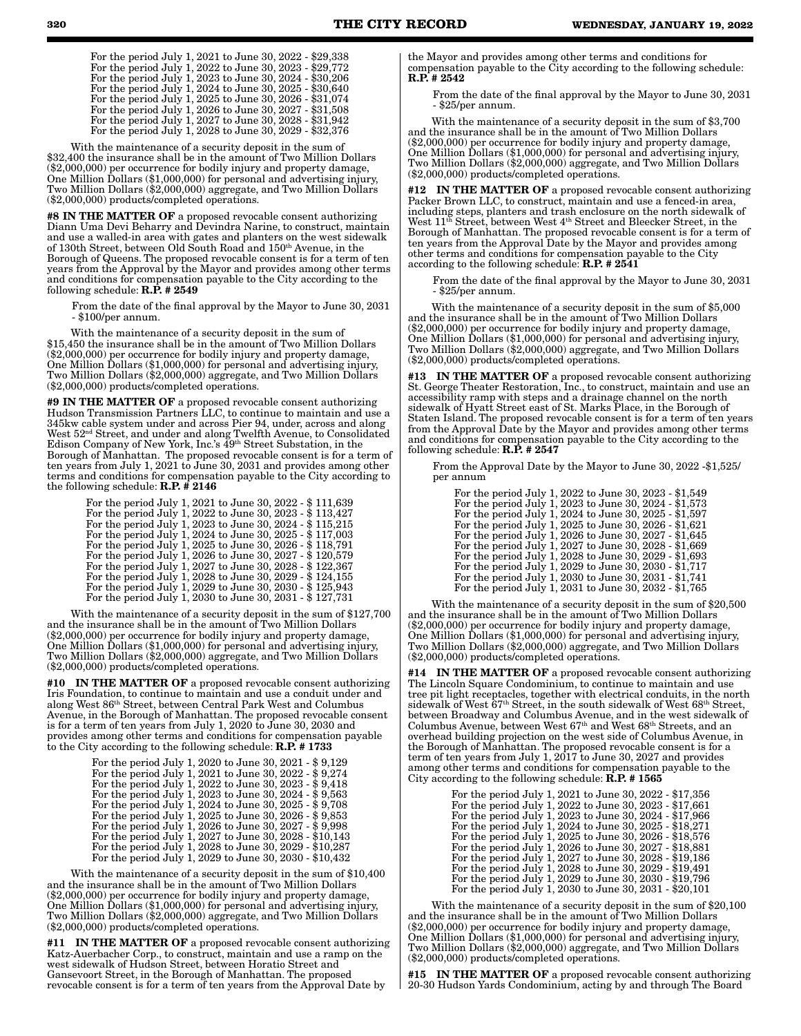For the period July 1, 2021 to June 30, 2022 - $29,338
For the period July 1, 2022 to June 30, 2023 - $29,772
For the period July 1, 2023 to June 30, 2024 - $30,206
For the period July 1, 2024 to June 30, 2025 - $30,640
For the period July 1, 2025 to June 30, 2026 - $31,074
For the period July 1, 2026 to June 30, 2027 - $31,508
For the period July 1, 2027 to June 30, 2028 - $31,942
For the period July 1, 2028 to June 30, 2029 - $32,376

With the maintenance of a security deposit in the sum of $32,400 the insurance shall be in the amount of Two Million Dollars ($2,000,000) per occurrence for bodily injury and property damage, One Million Dollars ($1,000,000) for personal and advertising injury, Two Million Dollars ($2,000,000) aggregate, and Two Million Dollars ($2,000,000) products/completed operations.

**#8 IN THE MATTER OF** a proposed revocable consent authorizing Diann Uma Devi Beharry and Devindra Narine, to construct, maintain and use a walled-in area with gates and planters on the west sidewalk of 130th Street, between Old South Road and 150th Avenue, in the Borough of Queens. The proposed revocable consent is for a term of ten years from the Approval by the Mayor and provides among other terms and conditions for compensation payable to the City according to the following schedule: **R.P. # 2549**

From the date of the final approval by the Mayor to June 30, 2031 - $100/per annum.

With the maintenance of a security deposit in the sum of $15,450 the insurance shall be in the amount of Two Million Dollars ($2,000,000) per occurrence for bodily injury and property damage, One Million Dollars ($1,000,000) for personal and advertising injury, Two Million Dollars ($2,000,000) aggregate, and Two Million Dollars ($2,000,000) products/completed operations.

**#9 IN THE MATTER OF** a proposed revocable consent authorizing Hudson Transmission Partners LLC, to continue to maintain and use a 345kw cable system under and across Pier 94, under, across and along West 52nd Street, and under and along Twelfth Avenue, to Consolidated Edison Company of New York, Inc.'s 49th Street Substation, in the Borough of Manhattan. The proposed revocable consent is for a term of ten years from July 1, 2021 to June 30, 2031 and provides among other terms and conditions for compensation payable to the City according to the following schedule: **R.P. # 2146**

For the period July 1, 2021 to June 30, 2022 - $ 111,639
For the period July 1, 2022 to June 30, 2023 - $ 113,427
For the period July 1, 2023 to June 30, 2024 - $ 115,215
For the period July 1, 2024 to June 30, 2025 - $ 117,003
For the period July 1, 2025 to June 30, 2026 - $ 118,791
For the period July 1, 2026 to June 30, 2027 - $ 120,579
For the period July 1, 2027 to June 30, 2028 - $ 122,367
For the period July 1, 2028 to June 30, 2029 - $ 124,155
For the period July 1, 2029 to June 30, 2030 - $ 125,943
For the period July 1, 2030 to June 30, 2031 - $ 127,731

With the maintenance of a security deposit in the sum of $127,700 and the insurance shall be in the amount of Two Million Dollars ($2,000,000) per occurrence for bodily injury and property damage, One Million Dollars ($1,000,000) for personal and advertising injury, Two Million Dollars ($2,000,000) aggregate, and Two Million Dollars ($2,000,000) products/completed operations.

**#10 IN THE MATTER OF** a proposed revocable consent authorizing Iris Foundation, to continue to maintain and use a conduit under and along West 86th Street, between Central Park West and Columbus Avenue, in the Borough of Manhattan. The proposed revocable consent is for a term of ten years from July 1, 2020 to June 30, 2030 and provides among other terms and conditions for compensation payable to the City according to the following schedule: **R.P. # 1733**

For the period July 1, 2020 to June 30, 2021 - $ 9,129
For the period July 1, 2021 to June 30, 2022 - $ 9,274
For the period July 1, 2022 to June 30, 2023 - $ 9,418
For the period July 1, 2023 to June 30, 2024 - $ 9,563
For the period July 1, 2024 to June 30, 2025 - $ 9,708
For the period July 1, 2025 to June 30, 2026 - $ 9,853
For the period July 1, 2026 to June 30, 2027 - $ 9,998
For the period July 1, 2027 to June 30, 2028 - $10,143
For the period July 1, 2028 to June 30, 2029 - $10,287
For the period July 1, 2029 to June 30, 2030 - $10,432

With the maintenance of a security deposit in the sum of $10,400 and the insurance shall be in the amount of Two Million Dollars ($2,000,000) per occurrence for bodily injury and property damage, One Million Dollars ($1,000,000) for personal and advertising injury, Two Million Dollars ($2,000,000) aggregate, and Two Million Dollars ($2,000,000) products/completed operations.

**#11 IN THE MATTER OF** a proposed revocable consent authorizing Katz-Auerbacher Corp., to construct, maintain and use a ramp on the west sidewalk of Hudson Street, between Horatio Street and Gansevoort Street, in the Borough of Manhattan. The proposed revocable consent is for a term of ten years from the Approval Date by the Mayor and provides among other terms and conditions for compensation payable to the City according to the following schedule: **R.P. # 2542**

From the date of the final approval by the Mayor to June 30, 2031 - $25/per annum.

With the maintenance of a security deposit in the sum of $3,700 and the insurance shall be in the amount of Two Million Dollars ($2,000,000) per occurrence for bodily injury and property damage, One Million Dollars ($1,000,000) for personal and advertising injury, Two Million Dollars ($2,000,000) aggregate, and Two Million Dollars ($2,000,000) products/completed operations.

**#12 IN THE MATTER OF** a proposed revocable consent authorizing Packer Brown LLC, to construct, maintain and use a fenced-in area, including steps, planters and trash enclosure on the north sidewalk of West 11th Street, between West 4th Street and Bleecker Street, in the Borough of Manhattan. The proposed revocable consent is for a term of ten years from the Approval Date by the Mayor and provides among other terms and conditions for compensation payable to the City according to the following schedule: **R.P. # 2541**

From the date of the final approval by the Mayor to June 30, 2031 - $25/per annum.

With the maintenance of a security deposit in the sum of $5,000 and the insurance shall be in the amount of Two Million Dollars ($2,000,000) per occurrence for bodily injury and property damage, One Million Dollars ($1,000,000) for personal and advertising injury, Two Million Dollars ($2,000,000) aggregate, and Two Million Dollars ($2,000,000) products/completed operations.

**#13 IN THE MATTER OF** a proposed revocable consent authorizing St. George Theater Restoration, Inc., to construct, maintain and use an accessibility ramp with steps and a drainage channel on the north sidewalk of Hyatt Street east of St. Marks Place, in the Borough of Staten Island. The proposed revocable consent is for a term of ten years from the Approval Date by the Mayor and provides among other terms and conditions for compensation payable to the City according to the following schedule: **R.P. # 2547**

From the Approval Date by the Mayor to June 30, 2022 -$1,525/ per annum

For the period July 1, 2022 to June 30, 2023 - $1,549
For the period July 1, 2023 to June 30, 2024 - $1,573
For the period July 1, 2024 to June 30, 2025 - $1,597
For the period July 1, 2025 to June 30, 2026 - $1,621
For the period July 1, 2026 to June 30, 2027 - $1,645
For the period July 1, 2027 to June 30, 2028 - $1,669
For the period July 1, 2028 to June 30, 2029 - $1,693
For the period July 1, 2029 to June 30, 2030 - $1,717
For the period July 1, 2030 to June 30, 2031 - $1,741
For the period July 1, 2031 to June 30, 2032 - $1,765

With the maintenance of a security deposit in the sum of $20,500 and the insurance shall be in the amount of Two Million Dollars ($2,000,000) per occurrence for bodily injury and property damage, One Million Dollars ($1,000,000) for personal and advertising injury, Two Million Dollars ($2,000,000) aggregate, and Two Million Dollars ($2,000,000) products/completed operations.

**#14 IN THE MATTER OF** a proposed revocable consent authorizing The Lincoln Square Condominium, to continue to maintain and use tree pit light receptacles, together with electrical conduits, in the north sidewalk of West 67th Street, in the south sidewalk of West 68th Street, between Broadway and Columbus Avenue, and in the west sidewalk of Columbus Avenue, between West 67th and West 68th Streets, and an overhead building projection on the west side of Columbus Avenue, in the Borough of Manhattan. The proposed revocable consent is for a term of ten years from July 1, 2017 to June 30, 2027 and provides among other terms and conditions for compensation payable to the City according to the following schedule: **R.P. # 1565**

For the period July 1, 2021 to June 30, 2022 - $17,356
For the period July 1, 2022 to June 30, 2023 - $17,661
For the period July 1, 2023 to June 30, 2024 - $17,966
For the period July 1, 2024 to June 30, 2025 - $18,271
For the period July 1, 2025 to June 30, 2026 - $18,576
For the period July 1, 2026 to June 30, 2027 - $18,881
For the period July 1, 2027 to June 30, 2028 - $19,186
For the period July 1, 2028 to June 30, 2029 - $19,491
For the period July 1, 2029 to June 30, 2030 - $19,796
For the period July 1, 2030 to June 30, 2031 - $20,101

With the maintenance of a security deposit in the sum of $20,100 and the insurance shall be in the amount of Two Million Dollars ($2,000,000) per occurrence for bodily injury and property damage, One Million Dollars ($1,000,000) for personal and advertising injury, Two Million Dollars ($2,000,000) aggregate, and Two Million Dollars ($2,000,000) products/completed operations.

**#15 IN THE MATTER OF** a proposed revocable consent authorizing 20-30 Hudson Yards Condominium, acting by and through The Board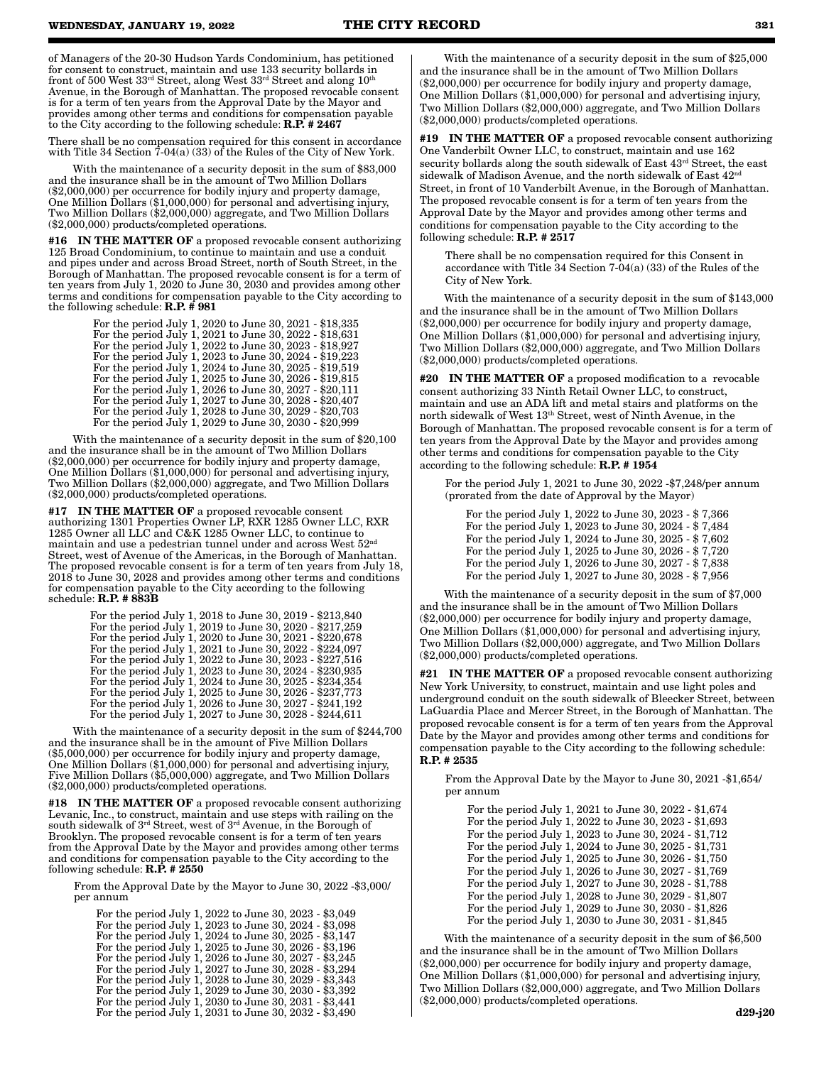of Managers of the 20-30 Hudson Yards Condominium, has petitioned for consent to construct, maintain and use 133 security bollards in front of 500 West 33rd Street, along West 33rd Street and along 10th Avenue, in the Borough of Manhattan. The proposed revocable consent is for a term of ten years from the Approval Date by the Mayor and provides among other terms and conditions for compensation payable to the City according to the following schedule: **R.P. # 2467**

There shall be no compensation required for this consent in accordance with Title 34 Section 7-04(a) (33) of the Rules of the City of New York.

With the maintenance of a security deposit in the sum of $83,000 and the insurance shall be in the amount of Two Million Dollars ($2,000,000) per occurrence for bodily injury and property damage, One Million Dollars ($1,000,000) for personal and advertising injury, Two Million Dollars ($2,000,000) aggregate, and Two Million Dollars ($2,000,000) products/completed operations.

**#16 IN THE MATTER OF** a proposed revocable consent authorizing 125 Broad Condominium, to continue to maintain and use a conduit and pipes under and across Broad Street, north of South Street, in the Borough of Manhattan. The proposed revocable consent is for a term of ten years from July 1, 2020 to June 30, 2030 and provides among other terms and conditions for compensation payable to the City according to the following schedule: **R.P. # 981**

For the period July 1, 2020 to June 30, 2021 - $18,335
For the period July 1, 2021 to June 30, 2022 - $18,631
For the period July 1, 2022 to June 30, 2023 - $18,927
For the period July 1, 2023 to June 30, 2024 - $19,223
For the period July 1, 2024 to June 30, 2025 - $19,519
For the period July 1, 2025 to June 30, 2026 - $19,815
For the period July 1, 2026 to June 30, 2027 - $20,111
For the period July 1, 2027 to June 30, 2028 - $20,407
For the period July 1, 2028 to June 30, 2029 - $20,703
For the period July 1, 2029 to June 30, 2030 - $20,999

With the maintenance of a security deposit in the sum of $20,100 and the insurance shall be in the amount of Two Million Dollars ($2,000,000) per occurrence for bodily injury and property damage, One Million Dollars ($1,000,000) for personal and advertising injury, Two Million Dollars ($2,000,000) aggregate, and Two Million Dollars ($2,000,000) products/completed operations.

**#17 IN THE MATTER OF** a proposed revocable consent authorizing 1301 Properties Owner LP, RXR 1285 Owner LLC, RXR 1285 Owner all LLC and C&K 1285 Owner LLC, to continue to maintain and use a pedestrian tunnel under and across West 52nd Street, west of Avenue of the Americas, in the Borough of Manhattan. The proposed revocable consent is for a term of ten years from July 18, 2018 to June 30, 2028 and provides among other terms and conditions for compensation payable to the City according to the following schedule: **R.P. # 883B**

For the period July 1, 2018 to June 30, 2019 - $213,840
For the period July 1, 2019 to June 30, 2020 - $217,259
For the period July 1, 2020 to June 30, 2021 - $220,678
For the period July 1, 2021 to June 30, 2022 - $224,097
For the period July 1, 2022 to June 30, 2023 - $227,516
For the period July 1, 2023 to June 30, 2024 - $230,935
For the period July 1, 2024 to June 30, 2025 - $234,354
For the period July 1, 2025 to June 30, 2026 - $237,773
For the period July 1, 2026 to June 30, 2027 - $241,192
For the period July 1, 2027 to June 30, 2028 - $244,611

With the maintenance of a security deposit in the sum of $244,700 and the insurance shall be in the amount of Five Million Dollars ($5,000,000) per occurrence for bodily injury and property damage, One Million Dollars ($1,000,000) for personal and advertising injury, Five Million Dollars ($5,000,000) aggregate, and Two Million Dollars ($2,000,000) products/completed operations.

**#18 IN THE MATTER OF** a proposed revocable consent authorizing Levanic, Inc., to construct, maintain and use steps with railing on the south sidewalk of 3rd Street, west of 3rd Avenue, in the Borough of Brooklyn. The proposed revocable consent is for a term of ten years from the Approval Date by the Mayor and provides among other terms and conditions for compensation payable to the City according to the following schedule: **R.P. # 2550**

From the Approval Date by the Mayor to June 30, 2022 -$3,000/ per annum

For the period July 1, 2022 to June 30, 2023 - $3,049
For the period July 1, 2023 to June 30, 2024 - $3,098
For the period July 1, 2024 to June 30, 2025 - $3,147
For the period July 1, 2025 to June 30, 2026 - $3,196
For the period July 1, 2026 to June 30, 2027 - $3,245
For the period July 1, 2027 to June 30, 2028 - $3,294
For the period July 1, 2028 to June 30, 2029 - $3,343
For the period July 1, 2029 to June 30, 2030 - $3,392
For the period July 1, 2030 to June 30, 2031 - $3,441
For the period July 1, 2031 to June 30, 2032 - $3,490

With the maintenance of a security deposit in the sum of $25,000 and the insurance shall be in the amount of Two Million Dollars ($2,000,000) per occurrence for bodily injury and property damage, One Million Dollars ($1,000,000) for personal and advertising injury, Two Million Dollars ($2,000,000) aggregate, and Two Million Dollars ($2,000,000) products/completed operations.

**#19 IN THE MATTER OF** a proposed revocable consent authorizing One Vanderbilt Owner LLC, to construct, maintain and use 162 security bollards along the south sidewalk of East 43rd Street, the east sidewalk of Madison Avenue, and the north sidewalk of East 42nd Street, in front of 10 Vanderbilt Avenue, in the Borough of Manhattan. The proposed revocable consent is for a term of ten years from the Approval Date by the Mayor and provides among other terms and conditions for compensation payable to the City according to the following schedule: **R.P. # 2517**

There shall be no compensation required for this Consent in accordance with Title 34 Section 7-04(a) (33) of the Rules of the City of New York.

With the maintenance of a security deposit in the sum of $143,000 and the insurance shall be in the amount of Two Million Dollars ($2,000,000) per occurrence for bodily injury and property damage, One Million Dollars ($1,000,000) for personal and advertising injury, Two Million Dollars ($2,000,000) aggregate, and Two Million Dollars ($2,000,000) products/completed operations.

**#20 IN THE MATTER OF** a proposed modification to a revocable consent authorizing 33 Ninth Retail Owner LLC, to construct, maintain and use an ADA lift and metal stairs and platforms on the north sidewalk of West 13th Street, west of Ninth Avenue, in the Borough of Manhattan. The proposed revocable consent is for a term of ten years from the Approval Date by the Mayor and provides among other terms and conditions for compensation payable to the City according to the following schedule: **R.P. # 1954**

For the period July 1, 2021 to June 30, 2022 -$7,248/per annum (prorated from the date of Approval by the Mayor)

For the period July 1, 2022 to June 30, 2023 - $ 7,366
For the period July 1, 2023 to June 30, 2024 - $ 7,484
For the period July 1, 2024 to June 30, 2025 - $ 7,602
For the period July 1, 2025 to June 30, 2026 - $ 7,720
For the period July 1, 2026 to June 30, 2027 - $ 7,838
For the period July 1, 2027 to June 30, 2028 - $ 7,956

With the maintenance of a security deposit in the sum of $7,000 and the insurance shall be in the amount of Two Million Dollars ($2,000,000) per occurrence for bodily injury and property damage, One Million Dollars ($1,000,000) for personal and advertising injury, Two Million Dollars ($2,000,000) aggregate, and Two Million Dollars ($2,000,000) products/completed operations.

**#21 IN THE MATTER OF** a proposed revocable consent authorizing New York University, to construct, maintain and use light poles and underground conduit on the south sidewalk of Bleecker Street, between LaGuardia Place and Mercer Street, in the Borough of Manhattan. The proposed revocable consent is for a term of ten years from the Approval Date by the Mayor and provides among other terms and conditions for compensation payable to the City according to the following schedule: **R.P. # 2535**

From the Approval Date by the Mayor to June 30, 2021 -$1,654/ per annum

For the period July 1, 2021 to June 30, 2022 - $1,674
For the period July 1, 2022 to June 30, 2023 - $1,693
For the period July 1, 2023 to June 30, 2024 - $1,712
For the period July 1, 2024 to June 30, 2025 - $1,731
For the period July 1, 2025 to June 30, 2026 - $1,750
For the period July 1, 2026 to June 30, 2027 - $1,769
For the period July 1, 2027 to June 30, 2028 - $1,788
For the period July 1, 2028 to June 30, 2029 - $1,807
For the period July 1, 2029 to June 30, 2030 - $1,826
For the period July 1, 2030 to June 30, 2031 - $1,845

With the maintenance of a security deposit in the sum of $6,500 and the insurance shall be in the amount of Two Million Dollars ($2,000,000) per occurrence for bodily injury and property damage, One Million Dollars ($1,000,000) for personal and advertising injury, Two Million Dollars ($2,000,000) aggregate, and Two Million Dollars ($2,000,000) products/completed operations.

**d29-j20**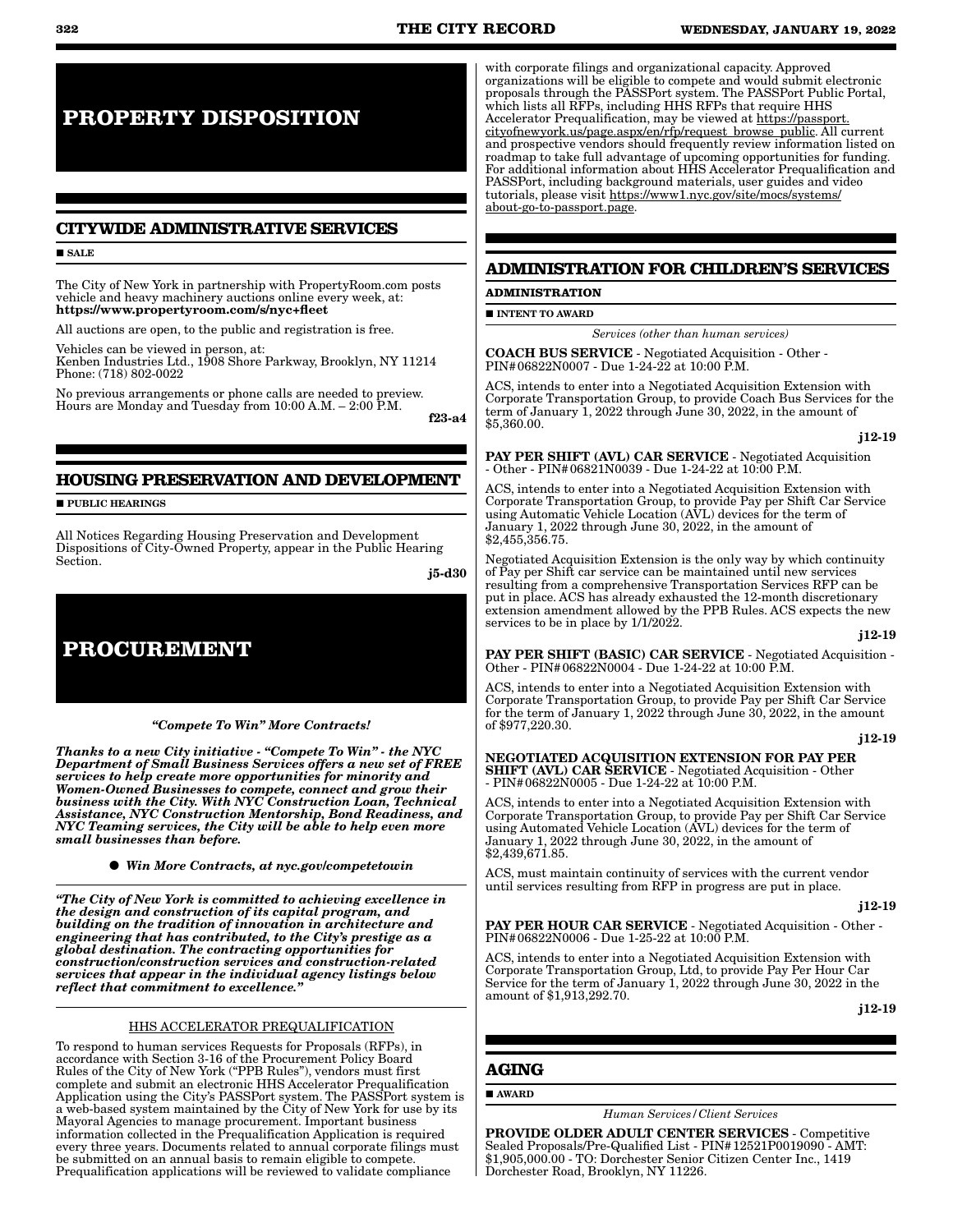# PROPERTY DISPOSITION

## CITYWIDE ADMINISTRATIVE SERVICES

■ **SALE**

The City of New York in partnership with PropertyRoom.com posts vehicle and heavy machinery auctions online every week, at: **https://www.propertyroom.com/s/nyc+fleet**

All auctions are open, to the public and registration is free.

Vehicles can be viewed in person, at:
Kenben Industries Ltd., 1908 Shore Parkway, Brooklyn, NY 11214
Phone: (718) 802-0022

No previous arrangements or phone calls are needed to preview. Hours are Monday and Tuesday from 10:00 A.M. – 2:00 P.M.

**f23-a4**

## HOUSING PRESERVATION AND DEVELOPMENT

■ **PUBLIC HEARINGS**

All Notices Regarding Housing Preservation and Development Dispositions of City-Owned Property, appear in the Public Hearing Section.

**j5-d30**

# PROCUREMENT

***"Compete To Win" More Contracts!***

***Thanks to a new City initiative - "Compete To Win" - the NYC Department of Small Business Services offers a new set of FREE services to help create more opportunities for minority and Women-Owned Businesses to compete, connect and grow their business with the City. With NYC Construction Loan, Technical Assistance, NYC Construction Mentorship, Bond Readiness, and NYC Teaming services, the City will be able to help even more small businesses than before.***

● ***Win More Contracts, at nyc.gov/competetowin***

***"The City of New York is committed to achieving excellence in the design and construction of its capital program, and building on the tradition of innovation in architecture and engineering that has contributed, to the City's prestige as a global destination. The contracting opportunities for construction/construction services and construction-related services that appear in the individual agency listings below reflect that commitment to excellence."***

HHS ACCELERATOR PREQUALIFICATION

To respond to human services Requests for Proposals (RFPs), in accordance with Section 3-16 of the Procurement Policy Board Rules of the City of New York ("PPB Rules"), vendors must first complete and submit an electronic HHS Accelerator Prequalification Application using the City's PASSPort system. The PASSPort system is a web-based system maintained by the City of New York for use by its Mayoral Agencies to manage procurement. Important business information collected in the Prequalification Application is required every three years. Documents related to annual corporate filings must be submitted on an annual basis to remain eligible to compete. Prequalification applications will be reviewed to validate compliance with corporate filings and organizational capacity. Approved organizations will be eligible to compete and would submit electronic proposals through the PASSPort system. The PASSPort Public Portal, which lists all RFPs, including HHS RFPs that require HHS Accelerator Prequalification, may be viewed at https://passport.cityofnewyork.us/page.aspx/en/rfp/request_browse_public. All current and prospective vendors should frequently review information listed on roadmap to take full advantage of upcoming opportunities for funding. For additional information about HHS Accelerator Prequalification and PASSPort, including background materials, user guides and video tutorials, please visit https://www1.nyc.gov/site/mocs/systems/about-go-to-passport.page.

## ADMINISTRATION FOR CHILDREN'S SERVICES

**ADMINISTRATION**

■ **INTENT TO AWARD**

*Services (other than human services)*

**COACH BUS SERVICE** - Negotiated Acquisition - Other - PIN# 06822N0007 - Due 1-24-22 at 10:00 P.M.

ACS, intends to enter into a Negotiated Acquisition Extension with Corporate Transportation Group, to provide Coach Bus Services for the term of January 1, 2022 through June 30, 2022, in the amount of $5,360.00.

**j12-19**

**PAY PER SHIFT (AVL) CAR SERVICE** - Negotiated Acquisition - Other - PIN# 06821N0039 - Due 1-24-22 at 10:00 P.M.

ACS, intends to enter into a Negotiated Acquisition Extension with Corporate Transportation Group, to provide Pay per Shift Car Service using Automatic Vehicle Location (AVL) devices for the term of January 1, 2022 through June 30, 2022, in the amount of $2,455,356.75.

Negotiated Acquisition Extension is the only way by which continuity of Pay per Shift car service can be maintained until new services resulting from a comprehensive Transportation Services RFP can be put in place. ACS has already exhausted the 12-month discretionary extension amendment allowed by the PPB Rules. ACS expects the new services to be in place by 1/1/2022.

**j12-19**

**PAY PER SHIFT (BASIC) CAR SERVICE** - Negotiated Acquisition - Other - PIN# 06822N0004 - Due 1-24-22 at 10:00 P.M.

ACS, intends to enter into a Negotiated Acquisition Extension with Corporate Transportation Group, to provide Pay per Shift Car Service for the term of January 1, 2022 through June 30, 2022, in the amount of $977,220.30.

**j12-19**

**NEGOTIATED ACQUISITION EXTENSION FOR PAY PER SHIFT (AVL) CAR SERVICE** - Negotiated Acquisition - Other - PIN# 06822N0005 - Due 1-24-22 at 10:00 P.M.

ACS, intends to enter into a Negotiated Acquisition Extension with Corporate Transportation Group, to provide Pay per Shift Car Service using Automated Vehicle Location (AVL) devices for the term of January 1, 2022 through June 30, 2022, in the amount of $2,439,671.85.

ACS, must maintain continuity of services with the current vendor until services resulting from RFP in progress are put in place.

**j12-19**

**PAY PER HOUR CAR SERVICE** - Negotiated Acquisition - Other - PIN# 06822N0006 - Due 1-25-22 at 10:00 P.M.

ACS, intends to enter into a Negotiated Acquisition Extension with Corporate Transportation Group, Ltd, to provide Pay Per Hour Car Service for the term of January 1, 2022 through June 30, 2022 in the amount of $1,913,292.70.

**j12-19**

## AGING

■ **AWARD**

*Human Services/Client Services*

**PROVIDE OLDER ADULT CENTER SERVICES** - Competitive Sealed Proposals/Pre-Qualified List - PIN# 12521P0019090 - AMT: $1,905,000.00 - TO: Dorchester Senior Citizen Center Inc., 1419 Dorchester Road, Brooklyn, NY 11226.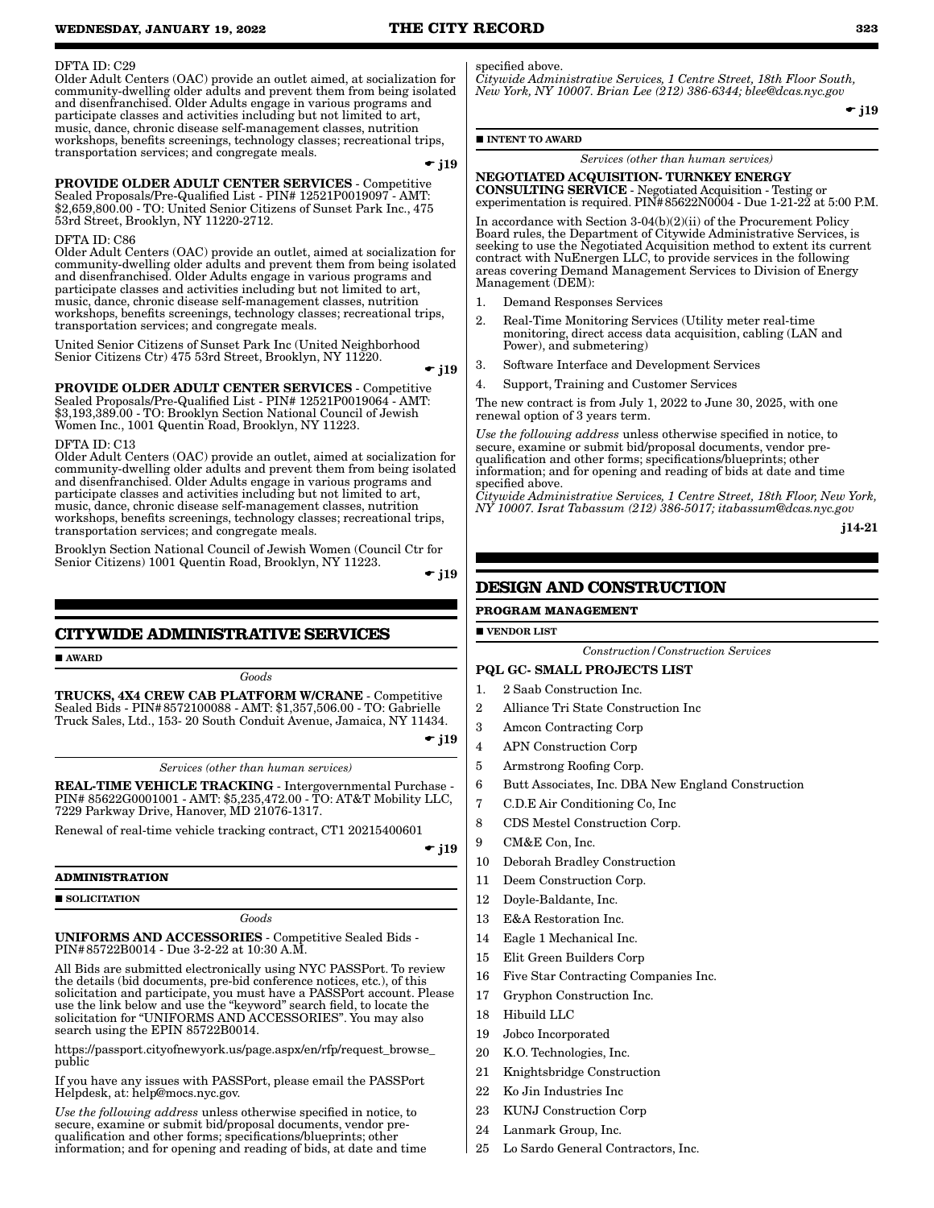DFTA ID: C29
Older Adult Centers (OAC) provide an outlet aimed, at socialization for community-dwelling older adults and prevent them from being isolated and disenfranchised. Older Adults engage in various programs and participate classes and activities including but not limited to art, music, dance, chronic disease self-management classes, nutrition workshops, benefits screenings, technology classes; recreational trips, transportation services; and congregate meals.

☛ j19

**PROVIDE OLDER ADULT CENTER SERVICES** - Competitive Sealed Proposals/Pre-Qualified List - PIN# 12521P0019097 - AMT: $2,659,800.00 - TO: United Senior Citizens of Sunset Park Inc., 475 53rd Street, Brooklyn, NY 11220-2712.

DFTA ID: C86
Older Adult Centers (OAC) provide an outlet, aimed at socialization for community-dwelling older adults and prevent them from being isolated and disenfranchised. Older Adults engage in various programs and participate classes and activities including but not limited to art, music, dance, chronic disease self-management classes, nutrition workshops, benefits screenings, technology classes; recreational trips, transportation services; and congregate meals.

United Senior Citizens of Sunset Park Inc (United Neighborhood Senior Citizens Ctr) 475 53rd Street, Brooklyn, NY 11220.

☛ j19

**PROVIDE OLDER ADULT CENTER SERVICES** - Competitive Sealed Proposals/Pre-Qualified List - PIN# 12521P0019064 - AMT: $3,193,389.00 - TO: Brooklyn Section National Council of Jewish Women Inc., 1001 Quentin Road, Brooklyn, NY 11223.

DFTA ID: C13
Older Adult Centers (OAC) provide an outlet, aimed at socialization for community-dwelling older adults and prevent them from being isolated and disenfranchised. Older Adults engage in various programs and participate classes and activities including but not limited to art, music, dance, chronic disease self-management classes, nutrition workshops, benefits screenings, technology classes; recreational trips, transportation services; and congregate meals.

Brooklyn Section National Council of Jewish Women (Council Ctr for Senior Citizens) 1001 Quentin Road, Brooklyn, NY 11223.

☛ j19

## CITYWIDE ADMINISTRATIVE SERVICES

■ **AWARD**

*Goods*

**TRUCKS, 4X4 CREW CAB PLATFORM W/CRANE** - Competitive Sealed Bids - PIN# 8572100088 - AMT: $1,357,506.00 - TO: Gabrielle Truck Sales, Ltd., 153- 20 South Conduit Avenue, Jamaica, NY 11434.

☛ j19

*Services (other than human services)*

**REAL-TIME VEHICLE TRACKING** - Intergovernmental Purchase - PIN# 85622G0001001 - AMT: $5,235,472.00 - TO: AT&T Mobility LLC, 7229 Parkway Drive, Hanover, MD 21076-1317.

Renewal of real-time vehicle tracking contract, CT1 20215400601

☛ j19

### ADMINISTRATION

■ **SOLICITATION**

*Goods*

**UNIFORMS AND ACCESSORIES** - Competitive Sealed Bids - PIN# 85722B0014 - Due 3-2-22 at 10:30 A.M.

All Bids are submitted electronically using NYC PASSPort. To review the details (bid documents, pre-bid conference notices, etc.), of this solicitation and participate, you must have a PASSPort account. Please use the link below and use the "keyword" search field, to locate the solicitation for "UNIFORMS AND ACCESSORIES". You may also search using the EPIN 85722B0014.

https://passport.cityofnewyork.us/page.aspx/en/rfp/request_browse_public

If you have any issues with PASSPort, please email the PASSPort Helpdesk, at: help@mocs.nyc.gov.

*Use the following address* unless otherwise specified in notice, to secure, examine or submit bid/proposal documents, vendor pre-qualification and other forms; specifications/blueprints; other information; and for opening and reading of bids, at date and time specified above.
*Citywide Administrative Services, 1 Centre Street, 18th Floor South, New York, NY 10007. Brian Lee (212) 386-6344; blee@dcas.nyc.gov*

☛ j19

■ **INTENT TO AWARD**

*Services (other than human services)*

**NEGOTIATED ACQUISITION- TURNKEY ENERGY CONSULTING SERVICE** - Negotiated Acquisition - Testing or experimentation is required. PIN# 85622N0004 - Due 1-21-22 at 5:00 P.M.

In accordance with Section 3-04(b)(2)(ii) of the Procurement Policy Board rules, the Department of Citywide Administrative Services, is seeking to use the Negotiated Acquisition method to extent its current contract with NuEnergen LLC, to provide services in the following areas covering Demand Management Services to Division of Energy Management (DEM):

1. Demand Responses Services
2. Real-Time Monitoring Services (Utility meter real-time monitoring, direct access data acquisition, cabling (LAN and Power), and submetering)
3. Software Interface and Development Services
4. Support, Training and Customer Services

The new contract is from July 1, 2022 to June 30, 2025, with one renewal option of 3 years term.

*Use the following address* unless otherwise specified in notice, to secure, examine or submit bid/proposal documents, vendor pre-qualification and other forms; specifications/blueprints; other information; and for opening and reading of bids at date and time specified above.
*Citywide Administrative Services, 1 Centre Street, 18th Floor, New York, NY 10007. Israt Tabassum (212) 386-5017; itabassum@dcas.nyc.gov*

j14-21

## DESIGN AND CONSTRUCTION

### PROGRAM MANAGEMENT

■ **VENDOR LIST**

*Construction/Construction Services*

**PQL GC- SMALL PROJECTS LIST**

1. 2 Saab Construction Inc.
2. Alliance Tri State Construction Inc
3. Amcon Contracting Corp
4. APN Construction Corp
5. Armstrong Roofing Corp.
6. Butt Associates, Inc. DBA New England Construction
7. C.D.E Air Conditioning Co, Inc
8. CDS Mestel Construction Corp.
9. CM&E Con, Inc.
10. Deborah Bradley Construction
11. Deem Construction Corp.
12. Doyle-Baldante, Inc.
13. E&A Restoration Inc.
14. Eagle 1 Mechanical Inc.
15. Elit Green Builders Corp
16. Five Star Contracting Companies Inc.
17. Gryphon Construction Inc.
18. Hibuild LLC
19. Jobco Incorporated
20. K.O. Technologies, Inc.
21. Knightsbridge Construction
22. Ko Jin Industries Inc
23. KUNJ Construction Corp
24. Lanmark Group, Inc.
25. Lo Sardo General Contractors, Inc.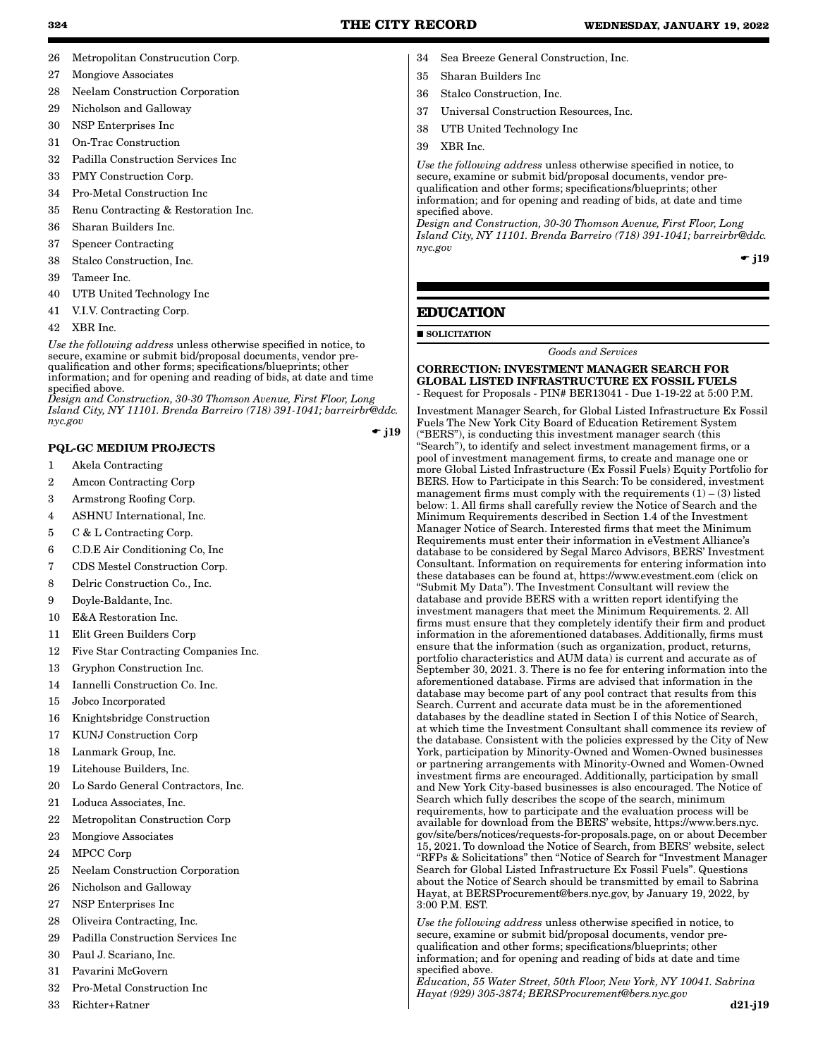26 Metropolitan Construcution Corp.

27 Mongiove Associates

28 Neelam Construction Corporation

29 Nicholson and Galloway

30 NSP Enterprises Inc

31 On-Trac Construction

32 Padilla Construction Services Inc

33 PMY Construction Corp.

34 Pro-Metal Construction Inc

35 Renu Contracting & Restoration Inc.

36 Sharan Builders Inc.

37 Spencer Contracting

38 Stalco Construction, Inc.

39 Tameer Inc.

40 UTB United Technology Inc

41 V.I.V. Contracting Corp.

42 XBR Inc.

*Use the following address* unless otherwise specified in notice, to secure, examine or submit bid/proposal documents, vendor pre-qualification and other forms; specifications/blueprints; other information; and for opening and reading of bids, at date and time specified above.
*Design and Construction, 30-30 Thomson Avenue, First Floor, Long Island City, NY 11101. Brenda Barreiro (718) 391-1041; barreirbr@ddc.nyc.gov*

☛ **j19**

**PQL-GC MEDIUM PROJECTS**

1 Akela Contracting

2 Amcon Contracting Corp

3 Armstrong Roofing Corp.

4 ASHNU International, Inc.

5 C & L Contracting Corp.

6 C.D.E Air Conditioning Co, Inc

7 CDS Mestel Construction Corp.

8 Delric Construction Co., Inc.

9 Doyle-Baldante, Inc.

10 E&A Restoration Inc.

11 Elit Green Builders Corp

12 Five Star Contracting Companies Inc.

13 Gryphon Construction Inc.

14 Iannelli Construction Co. Inc.

15 Jobco Incorporated

16 Knightsbridge Construction

17 KUNJ Construction Corp

18 Lanmark Group, Inc.

19 Litehouse Builders, Inc.

20 Lo Sardo General Contractors, Inc.

21 Loduca Associates, Inc.

22 Metropolitan Construction Corp

23 Mongiove Associates

24 MPCC Corp

25 Neelam Construction Corporation

26 Nicholson and Galloway

27 NSP Enterprises Inc

28 Oliveira Contracting, Inc.

29 Padilla Construction Services Inc

30 Paul J. Scariano, Inc.

31 Pavarini McGovern

32 Pro-Metal Construction Inc

33 Richter+Ratner

34 Sea Breeze General Construction, Inc.

35 Sharan Builders Inc

36 Stalco Construction, Inc.

37 Universal Construction Resources, Inc.

38 UTB United Technology Inc

39 XBR Inc.

*Use the following address* unless otherwise specified in notice, to secure, examine or submit bid/proposal documents, vendor pre-qualification and other forms; specifications/blueprints; other information; and for opening and reading of bids, at date and time specified above.
*Design and Construction, 30-30 Thomson Avenue, First Floor, Long Island City, NY 11101. Brenda Barreiro (718) 391-1041; barreirbr@ddc.nyc.gov*

☛ **j19**

## EDUCATION

■ **SOLICITATION**

*Goods and Services*

**CORRECTION: INVESTMENT MANAGER SEARCH FOR GLOBAL LISTED INFRASTRUCTURE EX FOSSIL FUELS** - Request for Proposals - PIN# BER13041 - Due 1-19-22 at 5:00 P.M.

Investment Manager Search, for Global Listed Infrastructure Ex Fossil Fuels The New York City Board of Education Retirement System ("BERS"), is conducting this investment manager search (this "Search"), to identify and select investment management firms, or a pool of investment management firms, to create and manage one or more Global Listed Infrastructure (Ex Fossil Fuels) Equity Portfolio for BERS. How to Participate in this Search: To be considered, investment management firms must comply with the requirements (1) – (3) listed below: 1. All firms shall carefully review the Notice of Search and the Minimum Requirements described in Section 1.4 of the Investment Manager Notice of Search. Interested firms that meet the Minimum Requirements must enter their information in eVestment Alliance's database to be considered by Segal Marco Advisors, BERS' Investment Consultant. Information on requirements for entering information into these databases can be found at, https://www.evestment.com (click on "Submit My Data"). The Investment Consultant will review the database and provide BERS with a written report identifying the investment managers that meet the Minimum Requirements. 2. All firms must ensure that they completely identify their firm and product information in the aforementioned databases. Additionally, firms must ensure that the information (such as organization, product, returns, portfolio characteristics and AUM data) is current and accurate as of September 30, 2021. 3. There is no fee for entering information into the aforementioned database. Firms are advised that information in the database may become part of any pool contract that results from this Search. Current and accurate data must be in the aforementioned databases by the deadline stated in Section I of this Notice of Search, at which time the Investment Consultant shall commence its review of the database. Consistent with the policies expressed by the City of New York, participation by Minority-Owned and Women-Owned businesses or partnering arrangements with Minority-Owned and Women-Owned investment firms are encouraged. Additionally, participation by small and New York City-based businesses is also encouraged. The Notice of Search which fully describes the scope of the search, minimum requirements, how to participate and the evaluation process will be available for download from the BERS' website, https://www.bers.nyc.gov/site/bers/notices/requests-for-proposals.page, on or about December 15, 2021. To download the Notice of Search, from BERS' website, select "RFPs & Solicitations" then "Notice of Search for "Investment Manager Search for Global Listed Infrastructure Ex Fossil Fuels". Questions about the Notice of Search should be transmitted by email to Sabrina Hayat, at BERSProcurement@bers.nyc.gov, by January 19, 2022, by 3:00 P.M. EST.

*Use the following address* unless otherwise specified in notice, to secure, examine or submit bid/proposal documents, vendor pre-qualification and other forms; specifications/blueprints; other information; and for opening and reading of bids at date and time specified above.
*Education, 55 Water Street, 50th Floor, New York, NY 10041. Sabrina Hayat (929) 305-3874; BERSProcurement@bers.nyc.gov*

**d21-j19**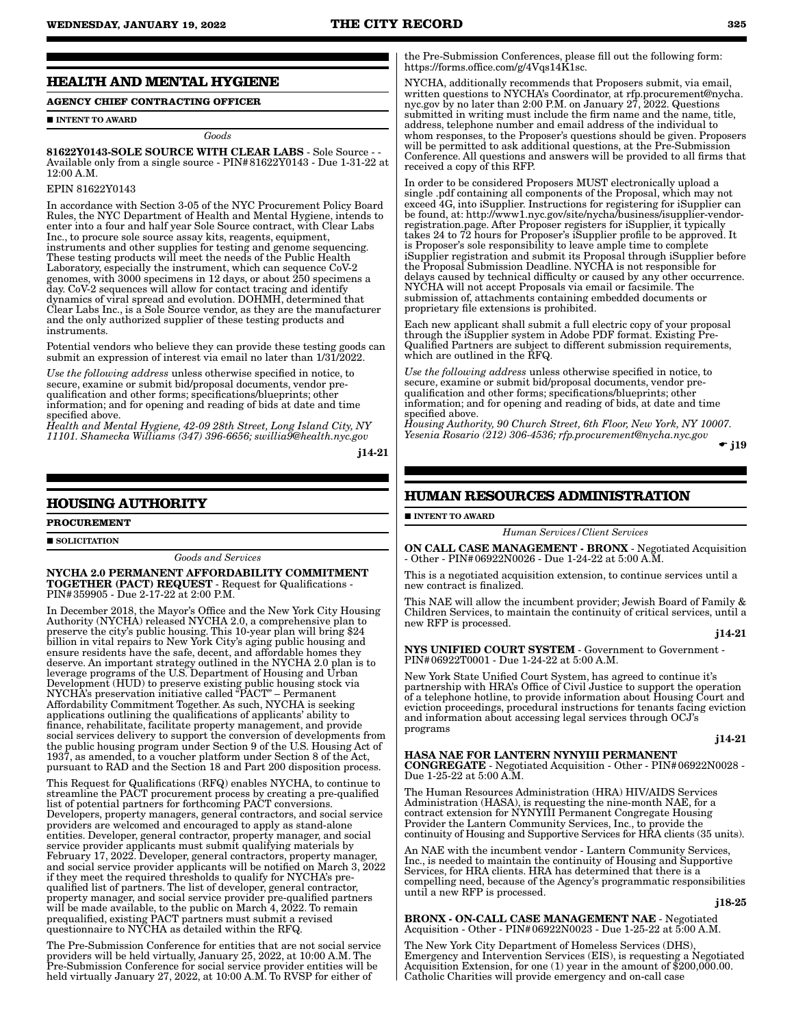## HEALTH AND MENTAL HYGIENE

**AGENCY CHIEF CONTRACTING OFFICER**

■ **INTENT TO AWARD**

*Goods*

**81622Y0143-SOLE SOURCE WITH CLEAR LABS** - Sole Source - - Available only from a single source - PIN# 81622Y0143 - Due 1-31-22 at 12:00 A.M.

EPIN 81622Y0143

In accordance with Section 3-05 of the NYC Procurement Policy Board Rules, the NYC Department of Health and Mental Hygiene, intends to enter into a four and half year Sole Source contract, with Clear Labs Inc., to procure sole source assay kits, reagents, equipment, instruments and other supplies for testing and genome sequencing. These testing products will meet the needs of the Public Health Laboratory, especially the instrument, which can sequence CoV-2 genomes, with 3000 specimens in 12 days, or about 250 specimens a day. CoV-2 sequences will allow for contact tracing and identify dynamics of viral spread and evolution. DOHMH, determined that Clear Labs Inc., is a Sole Source vendor, as they are the manufacturer and the only authorized supplier of these testing products and instruments.

Potential vendors who believe they can provide these testing goods can submit an expression of interest via email no later than 1/31/2022.

*Use the following address* unless otherwise specified in notice, to secure, examine or submit bid/proposal documents, vendor pre-qualification and other forms; specifications/blueprints; other information; and for opening and reading of bids at date and time specified above.
*Health and Mental Hygiene, 42-09 28th Street, Long Island City, NY 11101. Shamecka Williams (347) 396-6656; swillia9@health.nyc.gov*

**j14-21**

## HOUSING AUTHORITY

**PROCUREMENT**

■ **SOLICITATION**

*Goods and Services*

**NYCHA 2.0 PERMANENT AFFORDABILITY COMMITMENT TOGETHER (PACT) REQUEST** - Request for Qualifications - PIN# 359905 - Due 2-17-22 at 2:00 P.M.

In December 2018, the Mayor's Office and the New York City Housing Authority (NYCHA) released NYCHA 2.0, a comprehensive plan to preserve the city's public housing. This 10-year plan will bring $24 billion in vital repairs to New York City's aging public housing and ensure residents have the safe, decent, and affordable homes they deserve. An important strategy outlined in the NYCHA 2.0 plan is to leverage programs of the U.S. Department of Housing and Urban Development (HUD) to preserve existing public housing stock via NYCHA's preservation initiative called "PACT" – Permanent Affordability Commitment Together. As such, NYCHA is seeking applications outlining the qualifications of applicants' ability to finance, rehabilitate, facilitate property management, and provide social services delivery to support the conversion of developments from the public housing program under Section 9 of the U.S. Housing Act of 1937, as amended, to a voucher platform under Section 8 of the Act, pursuant to RAD and the Section 18 and Part 200 disposition process.

This Request for Qualifications (RFQ) enables NYCHA, to continue to streamline the PACT procurement process by creating a pre-qualified list of potential partners for forthcoming PACT conversions. Developers, property managers, general contractors, and social service providers are welcomed and encouraged to apply as stand-alone entities. Developer, general contractor, property manager, and social service provider applicants must submit qualifying materials by February 17, 2022. Developer, general contractors, property manager, and social service provider applicants will be notified on March 3, 2022 if they meet the required thresholds to qualify for NYCHA's pre-qualified list of partners. The list of developer, general contractor, property manager, and social service provider pre-qualified partners will be made available, to the public on March 4, 2022. To remain prequalified, existing PACT partners must submit a revised questionnaire to NYCHA as detailed within the RFQ.

The Pre-Submission Conference for entities that are not social service providers will be held virtually, January 25, 2022, at 10:00 A.M. The Pre-Submission Conference for social service provider entities will be held virtually January 27, 2022, at 10:00 A.M. To RVSP for either of the Pre-Submission Conferences, please fill out the following form: https://forms.office.com/g/4Vqs14K1sc.

NYCHA, additionally recommends that Proposers submit, via email, written questions to NYCHA's Coordinator, at rfp.procurement@nycha.nyc.gov by no later than 2:00 P.M. on January 27, 2022. Questions submitted in writing must include the firm name and the name, title, address, telephone number and email address of the individual to whom responses, to the Proposer's questions should be given. Proposers will be permitted to ask additional questions, at the Pre-Submission Conference. All questions and answers will be provided to all firms that received a copy of this RFP.

In order to be considered Proposers MUST electronically upload a single .pdf containing all components of the Proposal, which may not exceed 4G, into iSupplier. Instructions for registering for iSupplier can be found, at: http://www1.nyc.gov/site/nycha/business/isupplier-vendor-registration.page. After Proposer registers for iSupplier, it typically takes 24 to 72 hours for Proposer's iSupplier profile to be approved. It is Proposer's sole responsibility to leave ample time to complete iSupplier registration and submit its Proposal through iSupplier before the Proposal Submission Deadline. NYCHA is not responsible for delays caused by technical difficulty or caused by any other occurrence. NYCHA will not accept Proposals via email or facsimile. The submission of, attachments containing embedded documents or proprietary file extensions is prohibited.

Each new applicant shall submit a full electric copy of your proposal through the iSupplier system in Adobe PDF format. Existing Pre-Qualified Partners are subject to different submission requirements, which are outlined in the RFQ.

*Use the following address* unless otherwise specified in notice, to secure, examine or submit bid/proposal documents, vendor pre-qualification and other forms; specifications/blueprints; other information; and for opening and reading of bids, at date and time specified above.
*Housing Authority, 90 Church Street, 6th Floor, New York, NY 10007. Yesenia Rosario (212) 306-4536; rfp.procurement@nycha.nyc.gov*

**☛ j19**

## HUMAN RESOURCES ADMINISTRATION

■ **INTENT TO AWARD**

*Human Services/Client Services*

**ON CALL CASE MANAGEMENT - BRONX** - Negotiated Acquisition - Other - PIN# 06922N0026 - Due 1-24-22 at 5:00 A.M.

This is a negotiated acquisition extension, to continue services until a new contract is finalized.

This NAE will allow the incumbent provider; Jewish Board of Family & Children Services, to maintain the continuity of critical services, until a new RFP is processed.

**j14-21**

**NYS UNIFIED COURT SYSTEM** - Government to Government - PIN# 06922T0001 - Due 1-24-22 at 5:00 A.M.

New York State Unified Court System, has agreed to continue it's partnership with HRA's Office of Civil Justice to support the operation of a telephone hotline, to provide information about Housing Court and eviction proceedings, procedural instructions for tenants facing eviction and information about accessing legal services through OCJ's programs

**j14-21**

**HASA NAE FOR LANTERN NYNYIII PERMANENT CONGREGATE** - Negotiated Acquisition - Other - PIN# 06922N0028 - Due 1-25-22 at 5:00 A.M.

The Human Resources Administration (HRA) HIV/AIDS Services Administration (HASA), is requesting the nine-month NAE, for a contract extension for NYNYIII Permanent Congregate Housing Provider the Lantern Community Services, Inc., to provide the continuity of Housing and Supportive Services for HRA clients (35 units).

An NAE with the incumbent vendor - Lantern Community Services, Inc., is needed to maintain the continuity of Housing and Supportive Services, for HRA clients. HRA has determined that there is a compelling need, because of the Agency's programmatic responsibilities until a new RFP is processed.

**j18-25**

**BRONX - ON-CALL CASE MANAGEMENT NAE** - Negotiated Acquisition - Other - PIN# 06922N0023 - Due 1-25-22 at 5:00 A.M.

The New York City Department of Homeless Services (DHS), Emergency and Intervention Services (EIS), is requesting a Negotiated Acquisition Extension, for one (1) year in the amount of $200,000.00. Catholic Charities will provide emergency and on-call case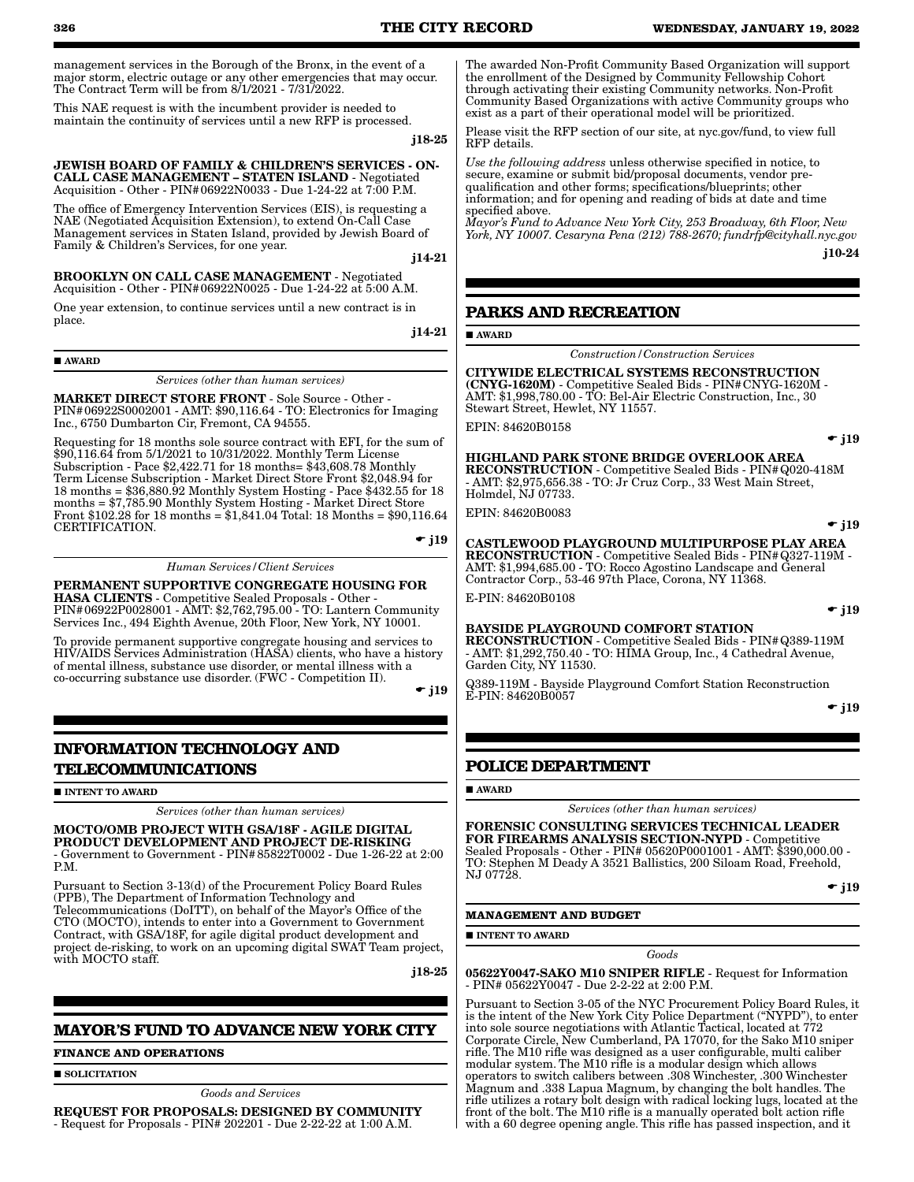management services in the Borough of the Bronx, in the event of a major storm, electric outage or any other emergencies that may occur. The Contract Term will be from 8/1/2021 - 7/31/2022.

This NAE request is with the incumbent provider is needed to maintain the continuity of services until a new RFP is processed.

j18-25

**JEWISH BOARD OF FAMILY & CHILDREN'S SERVICES - ON-CALL CASE MANAGEMENT – STATEN ISLAND** - Negotiated Acquisition - Other - PIN# 06922N0033 - Due 1-24-22 at 7:00 P.M.

The office of Emergency Intervention Services (EIS), is requesting a NAE (Negotiated Acquisition Extension), to extend On-Call Case Management services in Staten Island, provided by Jewish Board of Family & Children's Services, for one year.

j14-21

**BROOKLYN ON CALL CASE MANAGEMENT** - Negotiated Acquisition - Other - PIN# 06922N0025 - Due 1-24-22 at 5:00 A.M.

One year extension, to continue services until a new contract is in place.

j14-21

■ **AWARD**

*Services (other than human services)*

**MARKET DIRECT STORE FRONT** - Sole Source - Other - PIN# 06922S0002001 - AMT: $90,116.64 - TO: Electronics for Imaging Inc., 6750 Dumbarton Cir, Fremont, CA 94555.

Requesting for 18 months sole source contract with EFI, for the sum of $90,116.64 from 5/1/2021 to 10/31/2022. Monthly Term License Subscription - Pace $2,422.71 for 18 months= $43,608.78 Monthly Term License Subscription - Market Direct Store Front $2,048.94 for 18 months = $36,880.92 Monthly System Hosting - Pace $432.55 for 18 months = $7,785.90 Monthly System Hosting - Market Direct Store Front $102.28 for 18 months = $1,841.04 Total: 18 Months = $90,116.64 CERTIFICATION.

☛ j19

*Human Services/Client Services*

**PERMANENT SUPPORTIVE CONGREGATE HOUSING FOR HASA CLIENTS** - Competitive Sealed Proposals - Other - PIN# 06922P0028001 - AMT: $2,762,795.00 - TO: Lantern Community Services Inc., 494 Eighth Avenue, 20th Floor, New York, NY 10001.

To provide permanent supportive congregate housing and services to HIV/AIDS Services Administration (HASA) clients, who have a history of mental illness, substance use disorder, or mental illness with a co-occurring substance use disorder. (FWC - Competition II).

☛ j19

## INFORMATION TECHNOLOGY AND TELECOMMUNICATIONS

■ **INTENT TO AWARD**

*Services (other than human services)*

**MOCTO/OMB PROJECT WITH GSA/18F - AGILE DIGITAL PRODUCT DEVELOPMENT AND PROJECT DE-RISKING** - Government to Government - PIN# 85822T0002 - Due 1-26-22 at 2:00 P.M.

Pursuant to Section 3-13(d) of the Procurement Policy Board Rules (PPB), The Department of Information Technology and Telecommunications (DoITT), on behalf of the Mayor's Office of the CTO (MOCTO), intends to enter into a Government to Government Contract, with GSA/18F, for agile digital product development and project de-risking, to work on an upcoming digital SWAT Team project, with MOCTO staff.

j18-25

## MAYOR'S FUND TO ADVANCE NEW YORK CITY

**FINANCE AND OPERATIONS**

■ **SOLICITATION**

*Goods and Services*

**REQUEST FOR PROPOSALS: DESIGNED BY COMMUNITY** - Request for Proposals - PIN# 202201 - Due 2-22-22 at 1:00 A.M.

The awarded Non-Profit Community Based Organization will support the enrollment of the Designed by Community Fellowship Cohort through activating their existing Community networks. Non-Profit Community Based Organizations with active Community groups who exist as a part of their operational model will be prioritized.

Please visit the RFP section of our site, at nyc.gov/fund, to view full RFP details.

*Use the following address* unless otherwise specified in notice, to secure, examine or submit bid/proposal documents, vendor pre-qualification and other forms; specifications/blueprints; other information; and for opening and reading of bids at date and time specified above.

*Mayor's Fund to Advance New York City, 253 Broadway, 6th Floor, New York, NY 10007. Cesaryna Pena (212) 788-2670; fundrfp@cityhall.nyc.gov*

j10-24

## PARKS AND RECREATION

■ **AWARD**

*Construction/Construction Services*

**CITYWIDE ELECTRICAL SYSTEMS RECONSTRUCTION (CNYG-1620M)** - Competitive Sealed Bids - PIN# CNYG-1620M - AMT: $1,998,780.00 - TO: Bel-Air Electric Construction, Inc., 30 Stewart Street, Hewlet, NY 11557.

EPIN: 84620B0158

☛ j19

**HIGHLAND PARK STONE BRIDGE OVERLOOK AREA RECONSTRUCTION** - Competitive Sealed Bids - PIN# Q020-418M - AMT: $2,975,656.38 - TO: Jr Cruz Corp., 33 West Main Street, Holmdel, NJ 07733.

EPIN: 84620B0083

☛ j19

**CASTLEWOOD PLAYGROUND MULTIPURPOSE PLAY AREA RECONSTRUCTION** - Competitive Sealed Bids - PIN# Q327-119M - AMT: $1,994,685.00 - TO: Rocco Agostino Landscape and General Contractor Corp., 53-46 97th Place, Corona, NY 11368.

E-PIN: 84620B0108

☛ j19

**BAYSIDE PLAYGROUND COMFORT STATION RECONSTRUCTION** - Competitive Sealed Bids - PIN# Q389-119M - AMT: $1,292,750.40 - TO: HIMA Group, Inc., 4 Cathedral Avenue, Garden City, NY 11530.

Q389-119M - Bayside Playground Comfort Station Reconstruction E-PIN: 84620B0057

☛ j19

## POLICE DEPARTMENT

■ **AWARD**

*Services (other than human services)*

**FORENSIC CONSULTING SERVICES TECHNICAL LEADER FOR FIREARMS ANALYSIS SECTION-NYPD** - Competitive Sealed Proposals - Other - PIN# 05620P0001001 - AMT: $390,000.00 - TO: Stephen M Deady A 3521 Ballistics, 200 Siloam Road, Freehold, NJ 07728.

☛ j19

**MANAGEMENT AND BUDGET**

■ **INTENT TO AWARD**

*Goods*

**05622Y0047-SAKO M10 SNIPER RIFLE** - Request for Information - PIN# 05622Y0047 - Due 2-2-22 at 2:00 P.M.

Pursuant to Section 3-05 of the NYC Procurement Policy Board Rules, it is the intent of the New York City Police Department ("NYPD"), to enter into sole source negotiations with Atlantic Tactical, located at 772 Corporate Circle, New Cumberland, PA 17070, for the Sako M10 sniper rifle. The M10 rifle was designed as a user configurable, multi caliber modular system. The M10 rifle is a modular design which allows operators to switch calibers between .308 Winchester, .300 Winchester Magnum and .338 Lapua Magnum, by changing the bolt handles. The rifle utilizes a rotary bolt design with radical locking lugs, located at the front of the bolt. The M10 rifle is a manually operated bolt action rifle with a 60 degree opening angle. This rifle has passed inspection, and it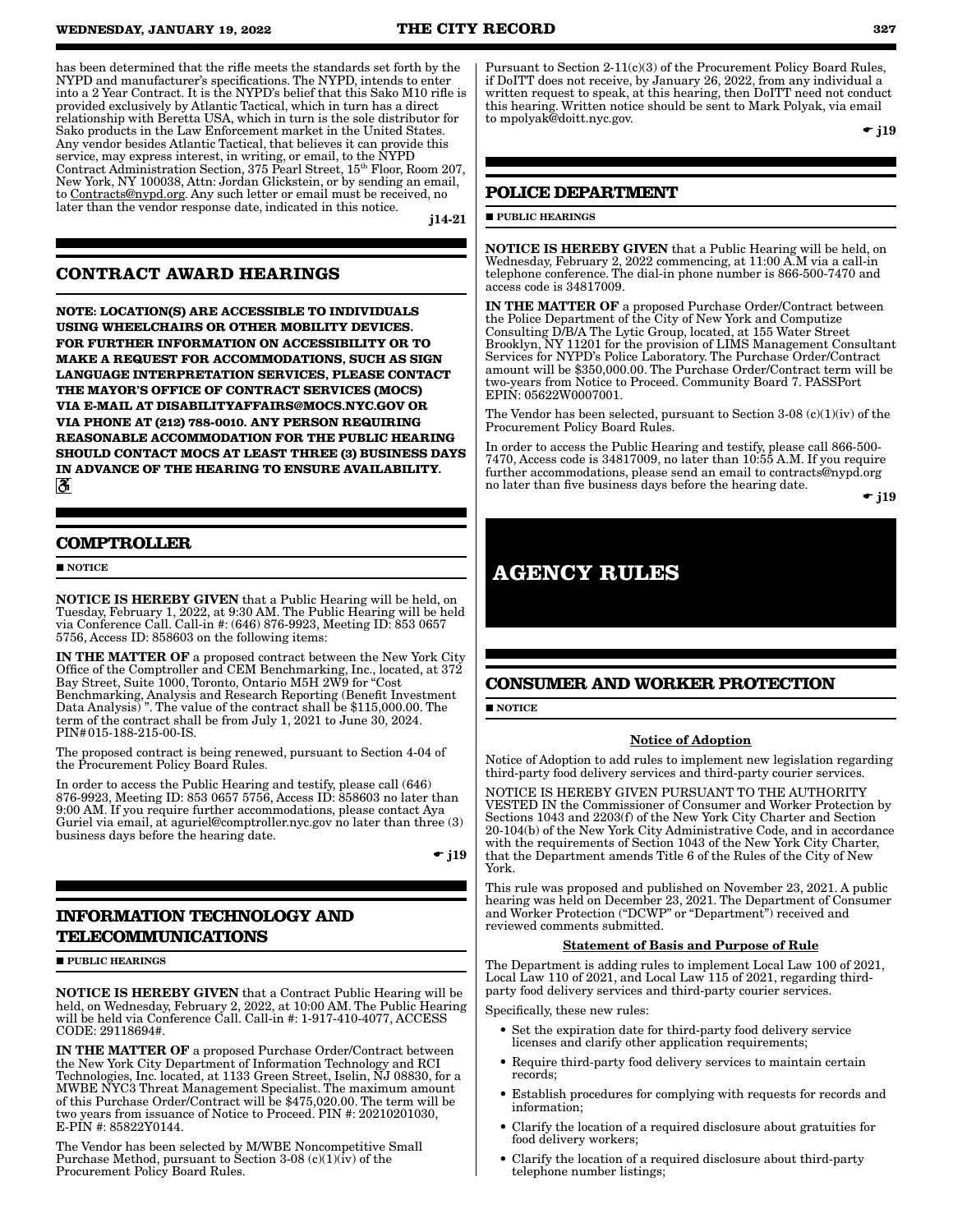has been determined that the rifle meets the standards set forth by the NYPD and manufacturer's specifications. The NYPD, intends to enter into a 2 Year Contract. It is the NYPD's belief that this Sako M10 rifle is provided exclusively by Atlantic Tactical, which in turn has a direct relationship with Beretta USA, which in turn is the sole distributor for Sako products in the Law Enforcement market in the United States. Any vendor besides Atlantic Tactical, that believes it can provide this service, may express interest, in writing, or email, to the NYPD Contract Administration Section, 375 Pearl Street, 15th Floor, Room 207, New York, NY 100038, Attn: Jordan Glickstein, or by sending an email, to Contracts@nypd.org. Any such letter or email must be received, no later than the vendor response date, indicated in this notice.

j14-21

# CONTRACT AWARD HEARINGS

**NOTE: LOCATION(S) ARE ACCESSIBLE TO INDIVIDUALS USING WHEELCHAIRS OR OTHER MOBILITY DEVICES. FOR FURTHER INFORMATION ON ACCESSIBILITY OR TO MAKE A REQUEST FOR ACCOMMODATIONS, SUCH AS SIGN LANGUAGE INTERPRETATION SERVICES, PLEASE CONTACT THE MAYOR'S OFFICE OF CONTRACT SERVICES (MOCS) VIA E-MAIL AT DISABILITYAFFAIRS@MOCS.NYC.GOV OR VIA PHONE AT (212) 788-0010. ANY PERSON REQUIRING REASONABLE ACCOMMODATION FOR THE PUBLIC HEARING SHOULD CONTACT MOCS AT LEAST THREE (3) BUSINESS DAYS IN ADVANCE OF THE HEARING TO ENSURE AVAILABILITY.**

## COMPTROLLER

■ NOTICE

**NOTICE IS HEREBY GIVEN** that a Public Hearing will be held, on Tuesday, February 1, 2022, at 9:30 AM. The Public Hearing will be held via Conference Call. Call-in #: (646) 876-9923, Meeting ID: 853 0657 5756, Access ID: 858603 on the following items:

**IN THE MATTER OF** a proposed contract between the New York City Office of the Comptroller and CEM Benchmarking, Inc., located, at 372 Bay Street, Suite 1000, Toronto, Ontario M5H 2W9 for "Cost Benchmarking, Analysis and Research Reporting (Benefit Investment Data Analysis) ". The value of the contract shall be $115,000.00. The term of the contract shall be from July 1, 2021 to June 30, 2024. PIN# 015-188-215-00-IS.

The proposed contract is being renewed, pursuant to Section 4-04 of the Procurement Policy Board Rules.

In order to access the Public Hearing and testify, please call (646) 876-9923, Meeting ID: 853 0657 5756, Access ID: 858603 no later than 9:00 AM. If you require further accommodations, please contact Aya Guriel via email, at aguriel@comptroller.nyc.gov no later than three (3) business days before the hearing date.

☛ j19

## INFORMATION TECHNOLOGY AND TELECOMMUNICATIONS

■ PUBLIC HEARINGS

**NOTICE IS HEREBY GIVEN** that a Contract Public Hearing will be held, on Wednesday, February 2, 2022, at 10:00 AM. The Public Hearing will be held via Conference Call. Call-in #: 1-917-410-4077, ACCESS CODE: 29118694#.

**IN THE MATTER OF** a proposed Purchase Order/Contract between the New York City Department of Information Technology and RCI Technologies, Inc. located, at 1133 Green Street, Iselin, NJ 08830, for a MWBE NYC3 Threat Management Specialist. The maximum amount of this Purchase Order/Contract will be $475,020.00. The term will be two years from issuance of Notice to Proceed. PIN #: 20210201030, E-PIN #: 85822Y0144.

The Vendor has been selected by M/WBE Noncompetitive Small Purchase Method, pursuant to Section 3-08 (c)(1)(iv) of the Procurement Policy Board Rules.

Pursuant to Section 2-11(c)(3) of the Procurement Policy Board Rules, if DoITT does not receive, by January 26, 2022, from any individual a written request to speak, at this hearing, then DoITT need not conduct this hearing. Written notice should be sent to Mark Polyak, via email to mpolyak@doitt.nyc.gov.

☛ j19

## POLICE DEPARTMENT

■ PUBLIC HEARINGS

**NOTICE IS HEREBY GIVEN** that a Public Hearing will be held, on Wednesday, February 2, 2022 commencing, at 11:00 A.M via a call-in telephone conference. The dial-in phone number is 866-500-7470 and access code is 34817009.

**IN THE MATTER OF** a proposed Purchase Order/Contract between the Police Department of the City of New York and Computize Consulting D/B/A The Lytic Group, located, at 155 Water Street Brooklyn, NY 11201 for the provision of LIMS Management Consultant Services for NYPD's Police Laboratory. The Purchase Order/Contract amount will be $350,000.00. The Purchase Order/Contract term will be two-years from Notice to Proceed. Community Board 7. PASSPort EPIN: 05622W0007001.

The Vendor has been selected, pursuant to Section 3-08 (c)(1)(iv) of the Procurement Policy Board Rules.

In order to access the Public Hearing and testify, please call 866-500-7470, Access code is 34817009, no later than 10:55 A.M. If you require further accommodations, please send an email to contracts@nypd.org no later than five business days before the hearing date.

☛ j19

# AGENCY RULES

## CONSUMER AND WORKER PROTECTION

■ NOTICE

**Notice of Adoption**

Notice of Adoption to add rules to implement new legislation regarding third-party food delivery services and third-party courier services.

NOTICE IS HEREBY GIVEN PURSUANT TO THE AUTHORITY VESTED IN the Commissioner of Consumer and Worker Protection by Sections 1043 and 2203(f) of the New York City Charter and Section 20-104(b) of the New York City Administrative Code, and in accordance with the requirements of Section 1043 of the New York City Charter, that the Department amends Title 6 of the Rules of the City of New York.

This rule was proposed and published on November 23, 2021. A public hearing was held on December 23, 2021. The Department of Consumer and Worker Protection ("DCWP" or "Department") received and reviewed comments submitted.

**Statement of Basis and Purpose of Rule**

The Department is adding rules to implement Local Law 100 of 2021, Local Law 110 of 2021, and Local Law 115 of 2021, regarding third-party food delivery services and third-party courier services.

Specifically, these new rules:

- Set the expiration date for third-party food delivery service licenses and clarify other application requirements;
- Require third-party food delivery services to maintain certain records;
- Establish procedures for complying with requests for records and information;
- Clarify the location of a required disclosure about gratuities for food delivery workers;
- Clarify the location of a required disclosure about third-party telephone number listings;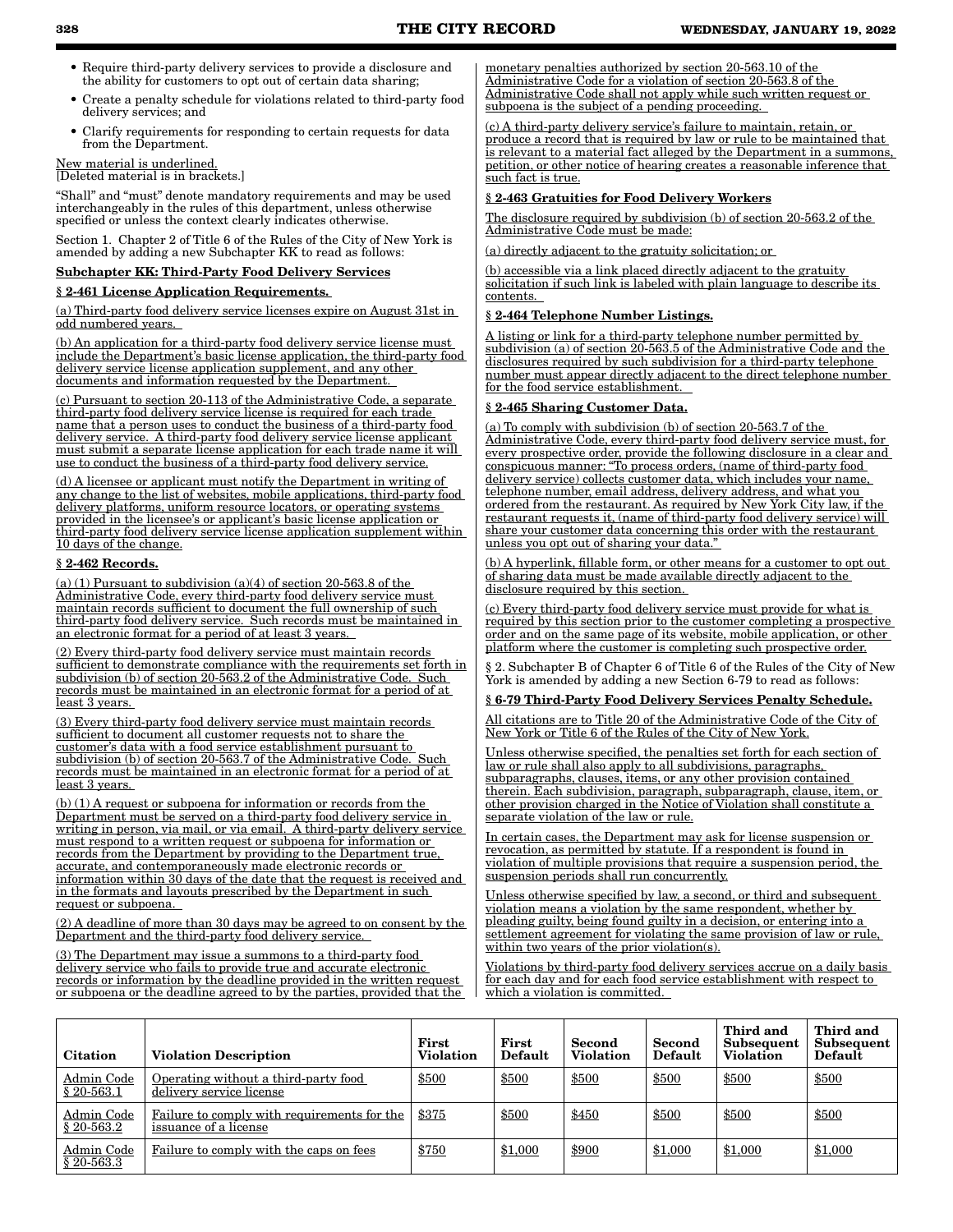- Require third-party delivery services to provide a disclosure and the ability for customers to opt out of certain data sharing;
- Create a penalty schedule for violations related to third-party food delivery services; and
- Clarify requirements for responding to certain requests for data from the Department.

New material is underlined.
[Deleted material is in brackets.]

"Shall" and "must" denote mandatory requirements and may be used interchangeably in the rules of this department, unless otherwise specified or unless the context clearly indicates otherwise.

Section 1. Chapter 2 of Title 6 of the Rules of the City of New York is amended by adding a new Subchapter KK to read as follows:

**Subchapter KK: Third-Party Food Delivery Services**

**§ 2-461 License Application Requirements.**

(a) Third-party food delivery service licenses expire on August 31st in odd numbered years.

(b) An application for a third-party food delivery service license must include the Department's basic license application, the third-party food delivery service license application supplement, and any other documents and information requested by the Department.

(c) Pursuant to section 20-113 of the Administrative Code, a separate third-party food delivery service license is required for each trade name that a person uses to conduct the business of a third-party food delivery service. A third-party food delivery service license applicant must submit a separate license application for each trade name it will use to conduct the business of a third-party food delivery service.

(d) A licensee or applicant must notify the Department in writing of any change to the list of websites, mobile applications, third-party food delivery platforms, uniform resource locators, or operating systems provided in the licensee's or applicant's basic license application or third-party food delivery service license application supplement within 10 days of the change.

**§ 2-462 Records.**

(a) (1) Pursuant to subdivision (a)(4) of section 20-563.8 of the Administrative Code, every third-party food delivery service must maintain records sufficient to document the full ownership of such third-party food delivery service. Such records must be maintained in an electronic format for a period of at least 3 years.

(2) Every third-party food delivery service must maintain records sufficient to demonstrate compliance with the requirements set forth in subdivision (b) of section 20-563.2 of the Administrative Code. Such records must be maintained in an electronic format for a period of at least 3 years.

(3) Every third-party food delivery service must maintain records sufficient to document all customer requests not to share the customer's data with a food service establishment pursuant to subdivision (b) of section 20-563.7 of the Administrative Code. Such records must be maintained in an electronic format for a period of at least 3 years.

(b) (1) A request or subpoena for information or records from the Department must be served on a third-party food delivery service in writing in person, via mail, or via email. A third-party delivery service must respond to a written request or subpoena for information or records from the Department by providing to the Department true, accurate, and contemporaneously made electronic records or information within 30 days of the date that the request is received and in the formats and layouts prescribed by the Department in such request or subpoena.

(2) A deadline of more than 30 days may be agreed to on consent by the Department and the third-party food delivery service.

(3) The Department may issue a summons to a third-party food delivery service who fails to provide true and accurate electronic records or information by the deadline provided in the written request or subpoena or the deadline agreed to by the parties, provided that the monetary penalties authorized by section 20-563.10 of the Administrative Code for a violation of section 20-563.8 of the Administrative Code shall not apply while such written request or subpoena is the subject of a pending proceeding.

(c) A third-party delivery service's failure to maintain, retain, or produce a record that is required by law or rule to be maintained that is relevant to a material fact alleged by the Department in a summons, petition, or other notice of hearing creates a reasonable inference that such fact is true.

**§ 2-463 Gratuities for Food Delivery Workers**

The disclosure required by subdivision (b) of section 20-563.2 of the Administrative Code must be made:

(a) directly adjacent to the gratuity solicitation; or

(b) accessible via a link placed directly adjacent to the gratuity solicitation if such link is labeled with plain language to describe its contents.

**§ 2-464 Telephone Number Listings.**

A listing or link for a third-party telephone number permitted by subdivision (a) of section 20-563.5 of the Administrative Code and the disclosures required by such subdivision for a third-party telephone number must appear directly adjacent to the direct telephone number for the food service establishment.

**§ 2-465 Sharing Customer Data.**

(a) To comply with subdivision (b) of section 20-563.7 of the Administrative Code, every third-party food delivery service must, for every prospective order, provide the following disclosure in a clear and conspicuous manner: "To process orders, (name of third-party food delivery service) collects customer data, which includes your name, telephone number, email address, delivery address, and what you ordered from the restaurant. As required by New York City law, if the restaurant requests it, (name of third-party food delivery service) will share your customer data concerning this order with the restaurant unless you opt out of sharing your data."

(b) A hyperlink, fillable form, or other means for a customer to opt out of sharing data must be made available directly adjacent to the disclosure required by this section.

(c) Every third-party food delivery service must provide for what is required by this section prior to the customer completing a prospective order and on the same page of its website, mobile application, or other platform where the customer is completing such prospective order.

§ 2. Subchapter B of Chapter 6 of Title 6 of the Rules of the City of New York is amended by adding a new Section 6-79 to read as follows:

**§ 6-79 Third-Party Food Delivery Services Penalty Schedule.**

All citations are to Title 20 of the Administrative Code of the City of New York or Title 6 of the Rules of the City of New York.

Unless otherwise specified, the penalties set forth for each section of law or rule shall also apply to all subdivisions, paragraphs, subparagraphs, clauses, items, or any other provision contained therein. Each subdivision, paragraph, subparagraph, clause, item, or other provision charged in the Notice of Violation shall constitute a separate violation of the law or rule.

In certain cases, the Department may ask for license suspension or revocation, as permitted by statute. If a respondent is found in violation of multiple provisions that require a suspension period, the suspension periods shall run concurrently.

Unless otherwise specified by law, a second, or third and subsequent violation means a violation by the same respondent, whether by pleading guilty, being found guilty in a decision, or entering into a settlement agreement for violating the same provision of law or rule, within two years of the prior violation(s).

Violations by third-party food delivery services accrue on a daily basis for each day and for each food service establishment with respect to which a violation is committed.

| Citation | Violation Description | First Violation | First Default | Second Violation | Second Default | Third and Subsequent Violation | Third and Subsequent Default |
|---|---|---|---|---|---|---|---|
| Admin Code § 20-563.1 | Operating without a third-party food delivery service license | $500 | $500 | $500 | $500 | $500 | $500 |
| Admin Code § 20-563.2 | Failure to comply with requirements for the issuance of a license | $375 | $500 | $450 | $500 | $500 | $500 |
| Admin Code § 20-563.3 | Failure to comply with the caps on fees | $750 | $1,000 | $900 | $1,000 | $1,000 | $1,000 |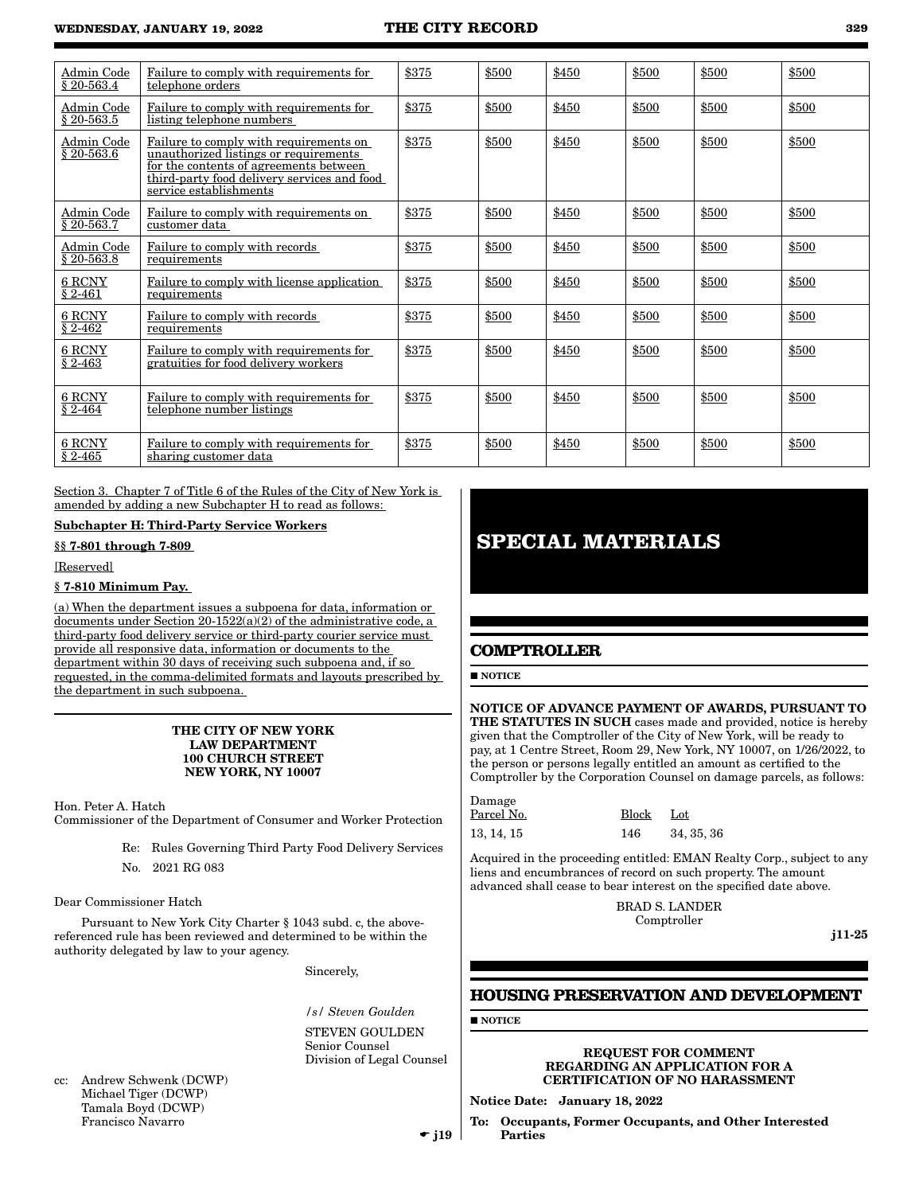| Admin Code § 20-563.4 | Failure to comply with requirements for telephone orders | $375 | $500 | $450 | $500 | $500 | $500 |
|---|---|---|---|---|---|---|---|
| Admin Code § 20-563.5 | Failure to comply with requirements for listing telephone numbers | $375 | $500 | $450 | $500 | $500 | $500 |
| Admin Code § 20-563.6 | Failure to comply with requirements on unauthorized listings or requirements for the contents of agreements between third-party food delivery services and food service establishments | $375 | $500 | $450 | $500 | $500 | $500 |
| Admin Code § 20-563.7 | Failure to comply with requirements on customer data | $375 | $500 | $450 | $500 | $500 | $500 |
| Admin Code § 20-563.8 | Failure to comply with records requirements | $375 | $500 | $450 | $500 | $500 | $500 |
| 6 RCNY § 2-461 | Failure to comply with license application requirements | $375 | $500 | $450 | $500 | $500 | $500 |
| 6 RCNY § 2-462 | Failure to comply with records requirements | $375 | $500 | $450 | $500 | $500 | $500 |
| 6 RCNY § 2-463 | Failure to comply with requirements for gratuities for food delivery workers | $375 | $500 | $450 | $500 | $500 | $500 |
| 6 RCNY § 2-464 | Failure to comply with requirements for telephone number listings | $375 | $500 | $450 | $500 | $500 | $500 |
| 6 RCNY § 2-465 | Failure to comply with requirements for sharing customer data | $375 | $500 | $450 | $500 | $500 | $500 |

Section 3. Chapter 7 of Title 6 of the Rules of the City of New York is amended by adding a new Subchapter H to read as follows:

**Subchapter H: Third-Party Service Workers**

**§§ 7-801 through 7-809**

[Reserved]

**§ 7-810 Minimum Pay.**

(a) When the department issues a subpoena for data, information or documents under Section 20-1522(a)(2) of the administrative code, a third-party food delivery service or third-party courier service must provide all responsive data, information or documents to the department within 30 days of receiving such subpoena and, if so requested, in the comma-delimited formats and layouts prescribed by the department in such subpoena.

**THE CITY OF NEW YORK**
**LAW DEPARTMENT**
**100 CHURCH STREET**
**NEW YORK, NY 10007**

Hon. Peter A. Hatch
Commissioner of the Department of Consumer and Worker Protection

Re: Rules Governing Third Party Food Delivery Services

No. 2021 RG 083

Dear Commissioner Hatch

Pursuant to New York City Charter § 1043 subd. c, the above-referenced rule has been reviewed and determined to be within the authority delegated by law to your agency.

Sincerely,

/s/ *Steven Goulden*

STEVEN GOULDEN
Senior Counsel
Division of Legal Counsel

cc: Andrew Schwenk (DCWP)
Michael Tiger (DCWP)
Tamala Boyd (DCWP)
Francisco Navarro

☛ j19

# SPECIAL MATERIALS

## COMPTROLLER

■ **NOTICE**

**NOTICE OF ADVANCE PAYMENT OF AWARDS, PURSUANT TO THE STATUTES IN SUCH** cases made and provided, notice is hereby given that the Comptroller of the City of New York, will be ready to pay, at 1 Centre Street, Room 29, New York, NY 10007, on 1/26/2022, to the person or persons legally entitled an amount as certified to the Comptroller by the Corporation Counsel on damage parcels, as follows:

| Damage Parcel No. | Block | Lot |
|---|---|---|
| 13, 14, 15 | 146 | 34, 35, 36 |

Acquired in the proceeding entitled: EMAN Realty Corp., subject to any liens and encumbrances of record on such property. The amount advanced shall cease to bear interest on the specified date above.

BRAD S. LANDER
Comptroller

j11-25

## HOUSING PRESERVATION AND DEVELOPMENT

■ **NOTICE**

**REQUEST FOR COMMENT REGARDING AN APPLICATION FOR A CERTIFICATION OF NO HARASSMENT**

**Notice Date: January 18, 2022**

**To: Occupants, Former Occupants, and Other Interested Parties**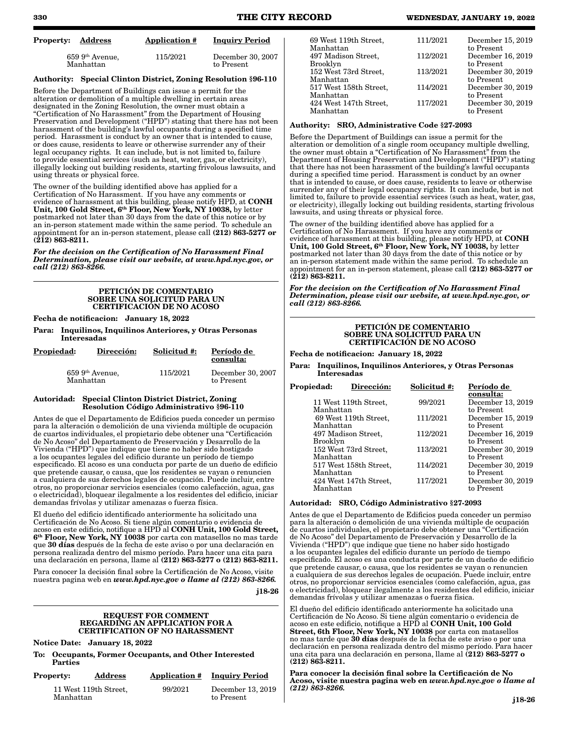| Property: | Address | Application # | Inquiry Period |
|---|---|---|---|
| | 659 9th Avenue, Manhattan | 115/2021 | December 30, 2007 to Present |

**Authority: Special Clinton District, Zoning Resolution §96-110**

Before the Department of Buildings can issue a permit for the alteration or demolition of a multiple dwelling in certain areas designated in the Zoning Resolution, the owner must obtain a "Certification of No Harassment" from the Department of Housing Preservation and Development ("HPD") stating that there has not been harassment of the building's lawful occupants during a specified time period. Harassment is conduct by an owner that is intended to cause, or does cause, residents to leave or otherwise surrender any of their legal occupancy rights. It can include, but is not limited to, failure to provide essential services (such as heat, water, gas, or electricity), illegally locking out building residents, starting frivolous lawsuits, and using threats or physical force.

The owner of the building identified above has applied for a Certification of No Harassment. If you have any comments or evidence of harassment at this building, please notify HPD, at **CONH Unit, 100 Gold Street, 6th Floor, New York, NY 10038,** by letter postmarked not later than 30 days from the date of this notice or by an in-person statement made within the same period. To schedule an appointment for an in-person statement, please call **(212) 863-5277 or (212) 863-8211.**

***For the decision on the Certification of No Harassment Final Determination, please visit our website, at www.hpd.nyc.gov, or call (212) 863-8266.***

---

### PETICIÓN DE COMENTARIO SOBRE UNA SOLICITUD PARA UN CERTIFICACIÓN DE NO ACOSO

**Fecha de notificacion: January 18, 2022**

**Para: Inquilinos, Inquilinos Anteriores, y Otras Personas Interesadas**

| Propiedad: | Dirección: | Solicitud #: | Período de consulta: |
|---|---|---|---|
| | 659 9th Avenue, Manhattan | 115/2021 | December 30, 2007 to Present |

**Autoridad: Special Clinton District District, Zoning Resolution Código Administrativo §96-110**

Antes de que el Departamento de Edificios pueda conceder un permiso para la alteración o demolición de una vivienda múltiple de ocupación de cuartos individuales, el propietario debe obtener una "Certificación de No Acoso" del Departamento de Preservación y Desarrollo de la Vivienda ("HPD") que indique que tiene no haber sido hostigado a los ocupantes legales del edificio durante un período de tiempo especificado. El acoso es una conducta por parte de un dueño de edificio que pretende causar, o causa, que los residentes se vayan o renuncien a cualquiera de sus derechos legales de ocupación. Puede incluir, entre otros, no proporcionar servicios esenciales (como calefacción, agua, gas o electricidad), bloquear ilegalmente a los residentes del edificio, iniciar demandas frívolas y utilizar amenazas o fuerza física.

El dueño del edificio identificado anteriormente ha solicitado una Certificación de No Acoso. Si tiene algún comentario o evidencia de acoso en este edificio, notifique a HPD al **CONH Unit, 100 Gold Street, 6th Floor, New York, NY 10038** por carta con matasellos no mas tarde que **30 días** después de la fecha de este aviso o por una declaración en persona realizada dentro del mismo período. Para hacer una cita para una declaración en persona, llame al **(212) 863-5277 o (212) 863-8211.**

Para conocer la decisión final sobre la Certificación de No Acoso, visite nuestra pagina web en ***www.hpd.nyc.gov o llame al (212) 863-8266.***

j18-26

---

### REQUEST FOR COMMENT REGARDING AN APPLICATION FOR A CERTIFICATION OF NO HARASSMENT

**Notice Date: January 18, 2022**

**To: Occupants, Former Occupants, and Other Interested Parties**

| Property: | Address | Application # | Inquiry Period |
|---|---|---|---|
| | 11 West 119th Street, Manhattan | 99/2021 | December 13, 2019 to Present |
| | 69 West 119th Street, Manhattan | 111/2021 | December 15, 2019 to Present |
| | 497 Madison Street, Brooklyn | 112/2021 | December 16, 2019 to Present |
| | 152 West 73rd Street, Manhattan | 113/2021 | December 30, 2019 to Present |
| | 517 West 158th Street, Manhattan | 114/2021 | December 30, 2019 to Present |
| | 424 West 147th Street, Manhattan | 117/2021 | December 30, 2019 to Present |

**Authority: SRO, Administrative Code §27-2093**

Before the Department of Buildings can issue a permit for the alteration or demolition of a single room occupancy multiple dwelling, the owner must obtain a "Certification of No Harassment" from the Department of Housing Preservation and Development ("HPD") stating that there has not been harassment of the building's lawful occupants during a specified time period. Harassment is conduct by an owner that is intended to cause, or does cause, residents to leave or otherwise surrender any of their legal occupancy rights. It can include, but is not limited to, failure to provide essential services (such as heat, water, gas, or electricity), illegally locking out building residents, starting frivolous lawsuits, and using threats or physical force.

The owner of the building identified above has applied for a Certification of No Harassment. If you have any comments or evidence of harassment at this building, please notify HPD, at **CONH Unit, 100 Gold Street, 6th Floor, New York, NY 10038,** by letter postmarked not later than 30 days from the date of this notice or by an in-person statement made within the same period. To schedule an appointment for an in-person statement, please call **(212) 863-5277 or (212) 863-8211.**

***For the decision on the Certification of No Harassment Final Determination, please visit our website, at www.hpd.nyc.gov, or call (212) 863-8266.***

---

### PETICIÓN DE COMENTARIO SOBRE UNA SOLICITUD PARA UN CERTIFICACIÓN DE NO ACOSO

**Fecha de notificacion: January 18, 2022**

**Para: Inquilinos, Inquilinos Anteriores, y Otras Personas Interesadas**

| Propiedad: | Dirección: | Solicitud #: | Período de consulta: |
|---|---|---|---|
| | 11 West 119th Street, Manhattan | 99/2021 | December 13, 2019 to Present |
| | 69 West 119th Street, Manhattan | 111/2021 | December 15, 2019 to Present |
| | 497 Madison Street, Brooklyn | 112/2021 | December 16, 2019 to Present |
| | 152 West 73rd Street, Manhattan | 113/2021 | December 30, 2019 to Present |
| | 517 West 158th Street, Manhattan | 114/2021 | December 30, 2019 to Present |
| | 424 West 147th Street, Manhattan | 117/2021 | December 30, 2019 to Present |

**Autoridad: SRO, Código Administrativo §27-2093**

Antes de que el Departamento de Edificios pueda conceder un permiso para la alteración o demolición de una vivienda múltiple de ocupación de cuartos individuales, el propietario debe obtener una "Certificación de No Acoso" del Departamento de Preservación y Desarrollo de la Vivienda ("HPD") que indique que tiene no haber sido hostigado a los ocupantes legales del edificio durante un período de tiempo especificado. El acoso es una conducta por parte de un dueño de edificio que pretende causar, o causa, que los residentes se vayan o renuncien a cualquiera de sus derechos legales de ocupación. Puede incluir, entre otros, no proporcionar servicios esenciales (como calefacción, agua, gas o electricidad), bloquear ilegalmente a los residentes del edificio, iniciar demandas frívolas y utilizar amenazas o fuerza física.

El dueño del edificio identificado anteriormente ha solicitado una Certificación de No Acoso. Si tiene algún comentario o evidencia de acoso en este edificio, notifique a HPD al **CONH Unit, 100 Gold Street, 6th Floor, New York, NY 10038** por carta con matasellos no mas tarde que **30 días** después de la fecha de este aviso o por una declaración en persona realizada dentro del mismo período. Para hacer una cita para una declaración en persona, llame al **(212) 863-5277 o (212) 863-8211.**

**Para conocer la decisión final sobre la Certificación de No Acoso, visite nuestra pagina web en *www.hpd.nyc.gov o llame al (212) 863-8266.***

j18-26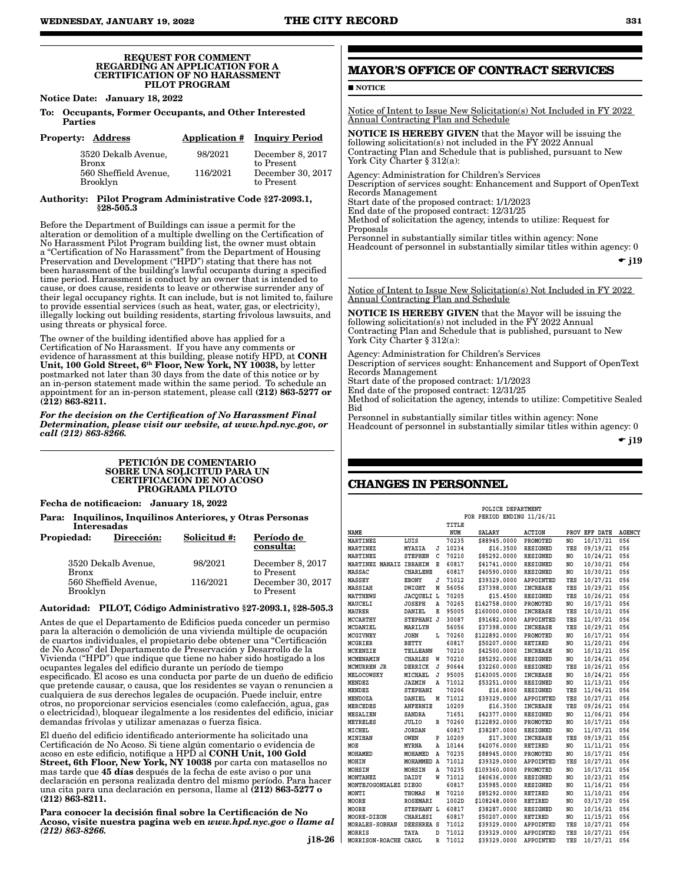#### REQUEST FOR COMMENT REGARDING AN APPLICATION FOR A CERTIFICATION OF NO HARASSMENT PILOT PROGRAM

**Notice Date: January 18, 2022**

**To: Occupants, Former Occupants, and Other Interested Parties**

| **Property: Address** | **Application #** | **Inquiry Period** |
|---|---|---|
| 3520 Dekalb Avenue, Bronx | 98/2021 | December 8, 2017 to Present |
| 560 Sheffield Avenue, Brooklyn | 116/2021 | December 30, 2017 to Present |

**Authority: Pilot Program Administrative Code §27-2093.1, §28-505.3**

Before the Department of Buildings can issue a permit for the alteration or demolition of a multiple dwelling on the Certification of No Harassment Pilot Program building list, the owner must obtain a "Certification of No Harassment" from the Department of Housing Preservation and Development ("HPD") stating that there has not been harassment of the building's lawful occupants during a specified time period. Harassment is conduct by an owner that is intended to cause, or does cause, residents to leave or otherwise surrender any of their legal occupancy rights. It can include, but is not limited to, failure to provide essential services (such as heat, water, gas, or electricity), illegally locking out building residents, starting frivolous lawsuits, and using threats or physical force.

The owner of the building identified above has applied for a Certification of No Harassment. If you have any comments or evidence of harassment at this building, please notify HPD, at **CONH Unit, 100 Gold Street, 6th Floor, New York, NY 10038,** by letter postmarked not later than 30 days from the date of this notice or by an in-person statement made within the same period. To schedule an appointment for an in-person statement, please call **(212) 863-5277 or (212) 863-8211.**

***For the decision on the Certification of No Harassment Final Determination, please visit our website, at www.hpd.nyc.gov, or call (212) 863-8266.***

#### PETICIÓN DE COMENTARIO SOBRE UNA SOLICITUD PARA UN CERTIFICACIÓN DE NO ACOSO PROGRAMA PILOTO

**Fecha de notificacion: January 18, 2022**

**Para: Inquilinos, Inquilinos Anteriores, y Otras Personas Interesadas**

| **Propiedad: Dirección:** | **Solicitud #:** | **Período de consulta:** |
|---|---|---|
| 3520 Dekalb Avenue, Bronx | 98/2021 | December 8, 2017 to Present |
| 560 Sheffield Avenue, Brooklyn | 116/2021 | December 30, 2017 to Present |

**Autoridad: PILOT, Código Administrativo §27-2093.1, §28-505.3**

Antes de que el Departamento de Edificios pueda conceder un permiso para la alteración o demolición de una vivienda múltiple de ocupación de cuartos individuales, el propietario debe obtener una "Certificación de No Acoso" del Departamento de Preservación y Desarrollo de la Vivienda ("HPD") que indique que tiene no haber sido hostigado a los ocupantes legales del edificio durante un período de tiempo especificado. El acoso es una conducta por parte de un dueño de edificio que pretende causar, o causa, que los residentes se vayan o renuncien a cualquiera de sus derechos legales de ocupación. Puede incluir, entre otros, no proporcionar servicios esenciales (como calefacción, agua, gas o electricidad), bloquear ilegalmente a los residentes del edificio, iniciar demandas frívolas y utilizar amenazas o fuerza física.

El dueño del edificio identificado anteriormente ha solicitado una Certificación de No Acoso. Si tiene algún comentario o evidencia de acoso en este edificio, notifique a HPD al **CONH Unit, 100 Gold Street, 6th Floor, New York, NY 10038** por carta con matasellos no mas tarde que **45 días** después de la fecha de este aviso o por una declaración en persona realizada dentro del mismo período. Para hacer una cita para una declaración en persona, llame al **(212) 863-5277 o (212) 863-8211.**

**Para conocer la decisión final sobre la Certificación de No Acoso, visite nuestra pagina web en *www.hpd.nyc.gov o llame al (212) 863-8266.***

j18-26

## MAYOR'S OFFICE OF CONTRACT SERVICES

■ **NOTICE**

Notice of Intent to Issue New Solicitation(s) Not Included in FY 2022 Annual Contracting Plan and Schedule

**NOTICE IS HEREBY GIVEN** that the Mayor will be issuing the following solicitation(s) not included in the FY 2022 Annual Contracting Plan and Schedule that is published, pursuant to New York City Charter § 312(a):

Agency: Administration for Children's Services
Description of services sought: Enhancement and Support of OpenText Records Management
Start date of the proposed contract: 1/1/2023
End date of the proposed contract: 12/31/25
Method of solicitation the agency, intends to utilize: Request for Proposals
Personnel in substantially similar titles within agency: None
Headcount of personnel in substantially similar titles within agency: 0

☛ j19

Notice of Intent to Issue New Solicitation(s) Not Included in FY 2022 Annual Contracting Plan and Schedule

**NOTICE IS HEREBY GIVEN** that the Mayor will be issuing the following solicitation(s) not included in the FY 2022 Annual Contracting Plan and Schedule that is published, pursuant to New York City Charter § 312(a):

Agency: Administration for Children's Services
Description of services sought: Enhancement and Support of OpenText Records Management
Start date of the proposed contract: 1/1/2023
End date of the proposed contract: 12/31/25
Method of solicitation the agency, intends to utilize: Competitive Sealed Bid
Personnel in substantially similar titles within agency: None
Headcount of personnel in substantially similar titles within agency: 0

☛ j19

## CHANGES IN PERSONNEL

POLICE DEPARTMENT
FOR PERIOD ENDING 11/26/21

| NAME | | | TITLE NUM | SALARY | ACTION | PROV | EFF DATE | AGENCY |
|---|---|---|---|---|---|---|---|---|
| MARTINEZ | LUIS | | 70235 | $88945.0000 | PROMOTED | NO | 10/17/21 | 056 |
| MARTINEZ | MYAZIA | J | 10234 | $16.3500 | RESIGNED | YES | 09/19/21 | 056 |
| MARTINEZ | STEPHEN | C | 70210 | $85292.0000 | RESIGNED | NO | 10/24/21 | 056 |
| MARTINEZ MANAIZ | IBRAHIM | E | 60817 | $41741.0000 | RESIGNED | NO | 10/30/21 | 056 |
| MASSAC | CHARLENE | | 60817 | $40590.0000 | RESIGNED | NO | 10/30/21 | 056 |
| MASSEY | EBONY | J | 71012 | $39329.0000 | APPOINTED | YES | 10/27/21 | 056 |
| MASSIAH | DWIGHT | M | 56056 | $37398.0000 | INCREASE | YES | 10/29/21 | 056 |
| MATTHEWS | JACQUELI | L | 70205 | $15.4500 | RESIGNED | YES | 10/26/21 | 056 |
| MAUCELI | JOSEPH | A | 70265 | $142758.0000 | PROMOTED | NO | 10/17/21 | 056 |
| MAURER | DANIEL | E | 95005 | $160000.0000 | INCREASE | YES | 10/10/21 | 056 |
| MCCARTHY | STEPHANI | J | 30087 | $91682.0000 | APPOINTED | YES | 11/07/21 | 056 |
| MCDANIEL | MARILYN | | 56056 | $37398.0000 | INCREASE | YES | 10/29/21 | 056 |
| MCGIVNEY | JOHN | L | 70260 | $122892.0000 | PROMOTED | NO | 10/17/21 | 056 |
| MCGRIER | BETTY | | 60817 | $50207.0000 | RETIRED | NO | 11/20/21 | 056 |
| MCKENZIE | TELLEANN | | 70210 | $42500.0000 | INCREASE | NO | 10/12/21 | 056 |
| MCMENAMIN | CHARLES | W | 70210 | $85292.0000 | RESIGNED | NO | 10/24/21 | 056 |
| MCMURREN JR | DERRICK | J | 90644 | $32260.0000 | RESIGNED | YES | 10/26/21 | 056 |
| MELOCOWSKY | MICHAEL | J | 95005 | $143005.0000 | INCREASE | NO | 10/24/21 | 056 |
| MENDEZ | JAZMIN | A | 71012 | $53251.0000 | RESIGNED | NO | 11/13/21 | 056 |
| MENDEZ | STEPHANI | | 70206 | $16.8000 | RESIGNED | YES | 11/04/21 | 056 |
| MENDOZA | DANIEL | M | 71012 | $39329.0000 | APPOINTED | YES | 10/27/21 | 056 |
| MERCEDES | ANFERNIE | | 10209 | $16.3500 | INCREASE | YES | 09/26/21 | 056 |
| MESALIEN | SANDRA | | 71651 | $42377.0000 | RESIGNED | NO | 11/06/21 | 056 |
| MEYRELES | JULIO | R | 70260 | $122892.0000 | PROMOTED | NO | 10/17/21 | 056 |
| MICHEL | JORDAN | | 60817 | $38287.0000 | RESIGNED | NO | 11/07/21 | 056 |
| MINIHAN | OWEN | P | 10209 | $17.3000 | INCREASE | YES | 09/19/21 | 056 |
| MOE | MYRNA | A | 10144 | $42076.0000 | RETIRED | NO | 11/11/21 | 056 |
| MOHAMED | MOHAMED | A | 70235 | $88945.0000 | PROMOTED | NO | 10/17/21 | 056 |
| MOHIN | MOHAMMED | A | 71012 | $39329.0000 | APPOINTED | YES | 10/27/21 | 056 |
| MOHSIN | MOHSIN | A | 70235 | $109360.0000 | PROMOTED | NO | 10/17/21 | 056 |
| MONTANEZ | DAIDY | W | 71012 | $40636.0000 | RESIGNED | NO | 10/23/21 | 056 |
| MONTEJOGONZALEZ | DIEGO | | 60817 | $35985.0000 | RESIGNED | NO | 11/16/21 | 056 |
| MONTI | THOMAS | M | 70210 | $85292.0000 | RETIRED | NO | 11/10/21 | 056 |
| MOORE | ROSEMARI | | 1002D | $108248.0000 | RETIRED | NO | 03/17/20 | 056 |
| MOORE | STEPHANY | L | 60817 | $38287.0000 | RESIGNED | NO | 10/16/21 | 056 |
| MOORE-DIXON | CHARLESI | | 60817 | $50207.0000 | RETIRED | NO | 11/15/21 | 056 |
| MORALES-SOBHAN | DEESHREA | S | 71012 | $39329.0000 | APPOINTED | YES | 10/27/21 | 056 |
| MORRIS | TAYA | D | 71012 | $39329.0000 | APPOINTED | YES | 10/27/21 | 056 |
| MORRISON-ROACHE | CAROL | R | 71012 | $39329.0000 | APPOINTED | YES | 10/27/21 | 056 |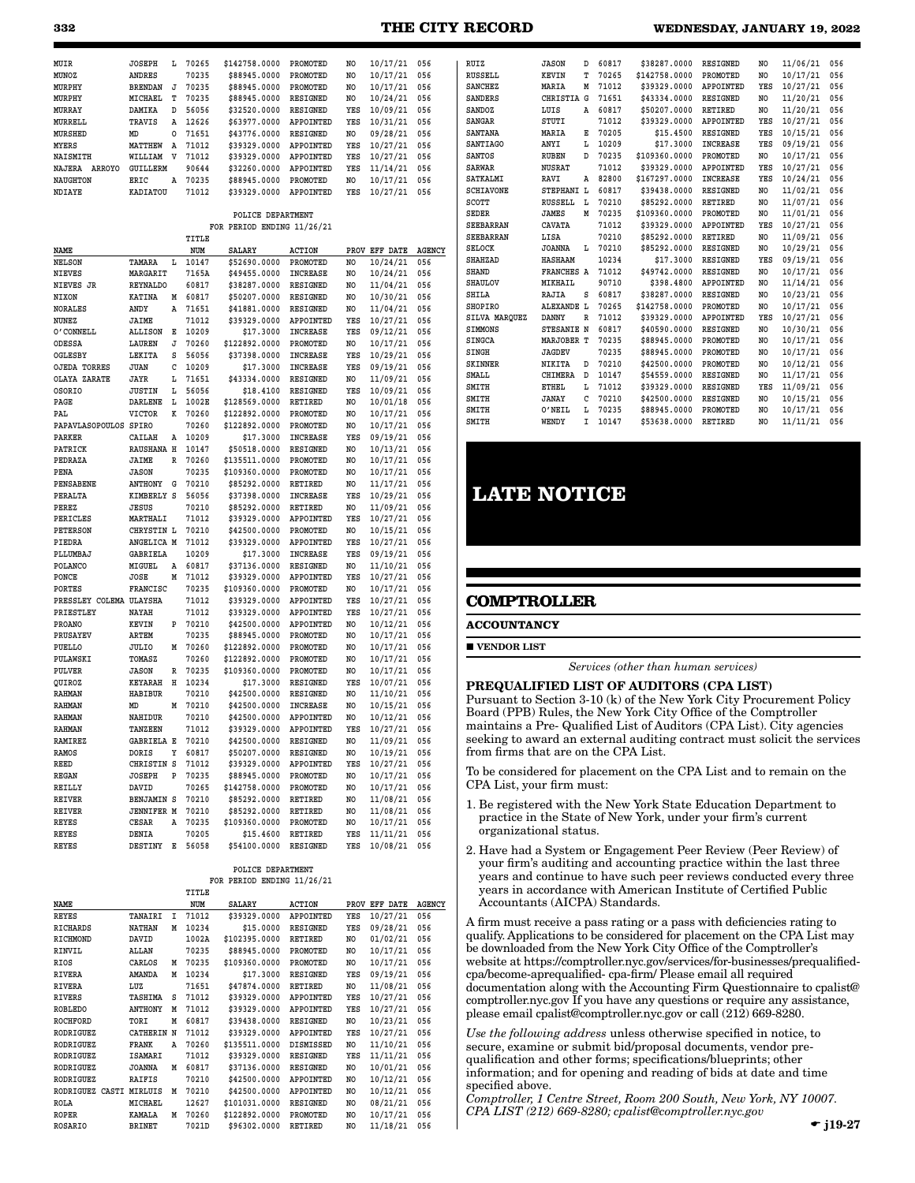| | | | | | | | | |
|---|---|---|---|---|---|---|---|---|
| MUIR | JOSEPH | L | 70265 | $142758.0000 | PROMOTED | NO | 10/17/21 | 056 |
| MUNOZ | ANDRES | | 70235 | $88945.0000 | PROMOTED | NO | 10/17/21 | 056 |
| MURPHY | BRENDAN | J | 70235 | $88945.0000 | PROMOTED | NO | 10/17/21 | 056 |
| MURPHY | MICHAEL | T | 70235 | $88945.0000 | RESIGNED | NO | 10/24/21 | 056 |
| MURRAY | DAMIKA | D | 56056 | $32520.0000 | RESIGNED | YES | 10/09/21 | 056 |
| MURRELL | TRAVIS | A | 12626 | $63977.0000 | APPOINTED | YES | 10/31/21 | 056 |
| MURSHED | MD | O | 71651 | $43776.0000 | RESIGNED | NO | 09/28/21 | 056 |
| MYERS | MATTHEW | A | 71012 | $39329.0000 | APPOINTED | YES | 10/27/21 | 056 |
| NAISMITH | WILLIAM | V | 71012 | $39329.0000 | APPOINTED | YES | 10/27/21 | 056 |
| NAJERA ARROYO | GUILLERM | | 90644 | $32260.0000 | APPOINTED | YES | 11/14/21 | 056 |
| NAUGHTON | ERIC | A | 70235 | $88945.0000 | PROMOTED | NO | 10/17/21 | 056 |
| NDIAYE | KADIATOU | | 71012 | $39329.0000 | APPOINTED | YES | 10/27/21 | 056 |

POLICE DEPARTMENT
FOR PERIOD ENDING 11/26/21

| NAME | | | TITLE NUM | SALARY | ACTION | PROV | EFF DATE | AGENCY |
|---|---|---|---|---|---|---|---|---|
| NELSON | TAMARA | L | 10147 | $52690.0000 | PROMOTED | NO | 10/24/21 | 056 |
| NIEVES | MARGARIT | | 7165A | $49455.0000 | INCREASE | NO | 10/24/21 | 056 |
| NIEVES JR | REYNALDO | | 60817 | $38287.0000 | RESIGNED | NO | 11/04/21 | 056 |
| NIXON | KATINA | M | 60817 | $50207.0000 | RESIGNED | NO | 10/30/21 | 056 |
| NORALES | ANDY | A | 71651 | $41881.0000 | RESIGNED | NO | 11/04/21 | 056 |
| NUNEZ | JAIME | | 71012 | $39329.0000 | APPOINTED | YES | 10/27/21 | 056 |
| O'CONNELL | ALLISON | E | 10209 | $17.3000 | INCREASE | YES | 09/12/21 | 056 |
| ODESSA | LAUREN | J | 70260 | $122892.0000 | PROMOTED | NO | 10/17/21 | 056 |
| OGLESBY | LEKITA | S | 56056 | $37398.0000 | INCREASE | YES | 10/29/21 | 056 |
| OJEDA TORRES | JUAN | C | 10209 | $17.3000 | INCREASE | YES | 09/19/21 | 056 |
| OLAYA ZARATE | JAYR | L | 71651 | $43334.0000 | RESIGNED | NO | 11/09/21 | 056 |
| OSORIO | JUSTIN | L | 56056 | $18.4100 | RESIGNED | YES | 10/09/21 | 056 |
| PAGE | DARLENE | L | 1002E | $128569.0000 | RETIRED | NO | 10/01/18 | 056 |
| PAL | VICTOR | K | 70260 | $122892.0000 | PROMOTED | NO | 10/17/21 | 056 |
| PAPAVLASOPOULOS | SPIRO | | 70260 | $122892.0000 | PROMOTED | NO | 10/17/21 | 056 |
| PARKER | CAILAH | A | 10209 | $17.3000 | INCREASE | YES | 09/19/21 | 056 |
| PATRICK | RAUSHANA | H | 10147 | $50518.0000 | RESIGNED | NO | 10/13/21 | 056 |
| PEDRAZA | JAIME | R | 70260 | $135511.0000 | PROMOTED | NO | 10/17/21 | 056 |
| PENA | JASON | | 70235 | $109360.0000 | PROMOTED | NO | 10/17/21 | 056 |
| PENSABENE | ANTHONY | G | 70210 | $85292.0000 | RETIRED | NO | 11/17/21 | 056 |
| PERALTA | KIMBERLY | S | 56056 | $37398.0000 | INCREASE | YES | 10/29/21 | 056 |
| PEREZ | JESUS | | 70210 | $85292.0000 | RETIRED | NO | 11/09/21 | 056 |
| PERICLES | MARTHALI | | 71012 | $39329.0000 | APPOINTED | YES | 10/27/21 | 056 |
| PETERSON | CHRYSTIN | L | 70210 | $42500.0000 | PROMOTED | NO | 10/15/21 | 056 |
| PIEDRA | ANGELICA | M | 71012 | $39329.0000 | APPOINTED | YES | 10/27/21 | 056 |
| PLLUMBAJ | GABRIELA | | 10209 | $17.3000 | INCREASE | YES | 09/19/21 | 056 |
| POLANCO | MIGUEL | A | 60817 | $37136.0000 | RESIGNED | NO | 11/10/21 | 056 |
| PONCE | JOSE | M | 71012 | $39329.0000 | APPOINTED | YES | 10/27/21 | 056 |
| PORTES | FRANCISC | | 70235 | $109360.0000 | PROMOTED | NO | 10/17/21 | 056 |
| PRESSLEY COLEMA | ULAYSHA | | 71012 | $39329.0000 | APPOINTED | YES | 10/27/21 | 056 |
| PRIESTLEY | NAYAH | | 71012 | $39329.0000 | APPOINTED | YES | 10/27/21 | 056 |
| PROANO | KEVIN | P | 70210 | $42500.0000 | APPOINTED | NO | 10/12/21 | 056 |
| PRUSAYEV | ARTEM | | 70235 | $88945.0000 | PROMOTED | NO | 10/17/21 | 056 |
| PUELLO | JULIO | M | 70260 | $122892.0000 | PROMOTED | NO | 10/17/21 | 056 |
| PULAWSKI | TOMASZ | | 70260 | $122892.0000 | PROMOTED | NO | 10/17/21 | 056 |
| PULVER | JASON | R | 70235 | $109360.0000 | PROMOTED | NO | 10/17/21 | 056 |
| QUIROZ | KEYARAH | H | 10234 | $17.3000 | RESIGNED | YES | 10/07/21 | 056 |
| RAHMAN | HABIBUR | | 70210 | $42500.0000 | RESIGNED | NO | 11/10/21 | 056 |
| RAHMAN | MD | M | 70210 | $42500.0000 | INCREASE | NO | 10/15/21 | 056 |
| RAHMAN | NAHIDUR | | 70210 | $42500.0000 | APPOINTED | NO | 10/12/21 | 056 |
| RAHMAN | TANZEEN | | 71012 | $39329.0000 | APPOINTED | YES | 10/27/21 | 056 |
| RAMIREZ | GABRIELA | E | 70210 | $42500.0000 | RESIGNED | NO | 11/09/21 | 056 |
| RAMOS | DORIS | Y | 60817 | $50207.0000 | RESIGNED | NO | 10/19/21 | 056 |
| REED | CHRISTIN | S | 71012 | $39329.0000 | APPOINTED | YES | 10/27/21 | 056 |
| REGAN | JOSEPH | P | 70235 | $88945.0000 | PROMOTED | NO | 10/17/21 | 056 |
| REILLY | DAVID | | 70265 | $142758.0000 | PROMOTED | NO | 10/17/21 | 056 |
| REIVER | BENJAMIN | S | 70210 | $85292.0000 | RETIRED | NO | 11/08/21 | 056 |
| REIVER | JENNIFER | M | 70210 | $85292.0000 | RETIRED | NO | 11/08/21 | 056 |
| REYES | CESAR | A | 70235 | $109360.0000 | PROMOTED | NO | 10/17/21 | 056 |
| REYES | DENIA | | 70205 | $15.4600 | RETIRED | YES | 11/11/21 | 056 |
| REYES | DESTINY | E | 56058 | $54100.0000 | RESIGNED | YES | 10/08/21 | 056 |

POLICE DEPARTMENT
FOR PERIOD ENDING 11/26/21

| NAME | | | TITLE NUM | SALARY | ACTION | PROV | EFF DATE | AGENCY |
|---|---|---|---|---|---|---|---|---|
| REYES | TANAIRI | I | 71012 | $39329.0000 | APPOINTED | YES | 10/27/21 | 056 |
| RICHARDS | NATHAN | M | 10234 | $15.0000 | RESIGNED | YES | 09/28/21 | 056 |
| RICHMOND | DAVID | | 1002A | $102395.0000 | RETIRED | NO | 01/02/21 | 056 |
| RINVIL | ALLAN | | 70235 | $88945.0000 | PROMOTED | NO | 10/17/21 | 056 |
| RIOS | CARLOS | M | 70235 | $109360.0000 | PROMOTED | NO | 10/17/21 | 056 |
| RIVERA | AMANDA | M | 10234 | $17.3000 | RESIGNED | YES | 09/19/21 | 056 |
| RIVERA | LUZ | | 71651 | $47874.0000 | RETIRED | NO | 11/08/21 | 056 |
| RIVERS | TASHIMA | S | 71012 | $39329.0000 | APPOINTED | YES | 10/27/21 | 056 |
| ROBLEDO | ANTHONY | M | 71012 | $39329.0000 | APPOINTED | YES | 10/27/21 | 056 |
| ROCHFORD | TORI | M | 60817 | $39438.0000 | RESIGNED | NO | 10/23/21 | 056 |
| RODRIGUEZ | CATHERIN | N | 71012 | $39329.0000 | APPOINTED | YES | 10/27/21 | 056 |
| RODRIGUEZ | FRANK | A | 70260 | $135511.0000 | DISMISSED | NO | 11/10/21 | 056 |
| RODRIGUEZ | ISAMARI | | 71012 | $39329.0000 | RESIGNED | YES | 11/11/21 | 056 |
| RODRIGUEZ | JOANNA | M | 60817 | $37136.0000 | RESIGNED | NO | 10/01/21 | 056 |
| RODRIGUEZ | RAIFIS | | 70210 | $42500.0000 | APPOINTED | NO | 10/12/21 | 056 |
| RODRIGUEZ CASTI | MIRLUIS | M | 70210 | $42500.0000 | APPOINTED | NO | 10/12/21 | 056 |
| ROLA | MICHAEL | | 12627 | $101031.0000 | RESIGNED | NO | 08/21/21 | 056 |
| ROPER | KAMALA | M | 70260 | $122892.0000 | PROMOTED | NO | 10/17/21 | 056 |
| ROSARIO | BRINET | | 7021D | $96302.0000 | RETIRED | NO | 11/18/21 | 056 |
| RUIZ | JASON | D | 60817 | $38287.0000 | RESIGNED | NO | 11/06/21 | 056 |
| RUSSELL | KEVIN | T | 70265 | $142758.0000 | PROMOTED | NO | 10/17/21 | 056 |
| SANCHEZ | MARIA | M | 71012 | $39329.0000 | APPOINTED | YES | 10/27/21 | 056 |
| SANDERS | CHRISTIA | G | 71651 | $43334.0000 | RESIGNED | NO | 11/20/21 | 056 |
| SANDOZ | LUIS | A | 60817 | $50207.0000 | RETIRED | NO | 11/20/21 | 056 |
| SANGAR | STUTI | | 71012 | $39329.0000 | APPOINTED | YES | 10/27/21 | 056 |
| SANTANA | MARIA | E | 70205 | $15.4500 | RESIGNED | YES | 10/15/21 | 056 |
| SANTIAGO | ANYI | L | 10209 | $17.3000 | INCREASE | YES | 09/19/21 | 056 |
| SANTOS | RUBEN | D | 70235 | $109360.0000 | PROMOTED | NO | 10/17/21 | 056 |
| SARWAR | NUSRAT | | 71012 | $39329.0000 | APPOINTED | YES | 10/27/21 | 056 |
| SATKALMI | RAVI | A | 82800 | $167297.0000 | INCREASE | YES | 10/24/21 | 056 |
| SCHIAVONE | STEPHANI | L | 60817 | $39438.0000 | RESIGNED | NO | 11/02/21 | 056 |
| SCOTT | RUSSELL | L | 70210 | $85292.0000 | RETIRED | NO | 11/07/21 | 056 |
| SEDER | JAMES | M | 70235 | $109360.0000 | PROMOTED | NO | 11/01/21 | 056 |
| SEEBARRAN | CAVATA | | 71012 | $39329.0000 | APPOINTED | YES | 10/27/21 | 056 |
| SEEBARRAN | LISA | | 70210 | $85292.0000 | RETIRED | NO | 11/09/21 | 056 |
| SELOCK | JOANNA | L | 70210 | $85292.0000 | RESIGNED | NO | 10/29/21 | 056 |
| SHAHZAD | HASHAAM | | 10234 | $17.3000 | RESIGNED | YES | 09/19/21 | 056 |
| SHAND | FRANCHES | A | 71012 | $49742.0000 | RESIGNED | NO | 10/17/21 | 056 |
| SHAULOV | MIKHAIL | | 90710 | $398.4800 | APPOINTED | NO | 11/14/21 | 056 |
| SHILA | RAJIA | S | 60817 | $38287.0000 | RESIGNED | NO | 10/23/21 | 056 |
| SHOPIRO | ALEXANDE | L | 70265 | $142758.0000 | PROMOTED | NO | 10/17/21 | 056 |
| SILVA MARQUEZ | DANNY | R | 71012 | $39329.0000 | APPOINTED | YES | 10/27/21 | 056 |
| SIMMONS | STESANIE | N | 60817 | $40590.0000 | RESIGNED | NO | 10/30/21 | 056 |
| SINGCA | MARJOBER | T | 70235 | $88945.0000 | PROMOTED | NO | 10/17/21 | 056 |
| SINGH | JAGDEV | | 70235 | $88945.0000 | PROMOTED | NO | 10/17/21 | 056 |
| SKINNER | NIKITA | D | 70210 | $42500.0000 | PROMOTED | NO | 10/12/21 | 056 |
| SMALL | CHIMERA | D | 10147 | $54559.0000 | RESIGNED | NO | 11/17/21 | 056 |
| SMITH | ETHEL | L | 71012 | $39329.0000 | RESIGNED | YES | 11/09/21 | 056 |
| SMITH | JANAY | C | 70210 | $42500.0000 | RESIGNED | NO | 10/15/21 | 056 |
| SMITH | O'NEIL | L | 70235 | $88945.0000 | PROMOTED | NO | 10/17/21 | 056 |
| SMITH | WENDY | I | 10147 | $53638.0000 | RETIRED | NO | 11/11/21 | 056 |

# LATE NOTICE

## COMPTROLLER

### ACCOUNTANCY

■ **VENDOR LIST**

*Services (other than human services)*

**PREQUALIFIED LIST OF AUDITORS (CPA LIST)**
Pursuant to Section 3-10 (k) of the New York City Procurement Policy Board (PPB) Rules, the New York City Office of the Comptroller maintains a Pre- Qualified List of Auditors (CPA List). City agencies seeking to award an external auditing contract must solicit the services from firms that are on the CPA List.

To be considered for placement on the CPA List and to remain on the CPA List, your firm must:

1. Be registered with the New York State Education Department to practice in the State of New York, under your firm's current organizational status.
2. Have had a System or Engagement Peer Review (Peer Review) of your firm's auditing and accounting practice within the last three years and continue to have such peer reviews conducted every three years in accordance with American Institute of Certified Public Accountants (AICPA) Standards.

A firm must receive a pass rating or a pass with deficiencies rating to qualify. Applications to be considered for placement on the CPA List may be downloaded from the New York City Office of the Comptroller's website at https://comptroller.nyc.gov/services/for-businesses/prequalified-cpa/become-aprequalified- cpa-firm/ Please email all required documentation along with the Accounting Firm Questionnaire to cpalist@comptroller.nyc.gov If you have any questions or require any assistance, please email cpalist@comptroller.nyc.gov or call (212) 669-8280.

*Use the following address* unless otherwise specified in notice, to secure, examine or submit bid/proposal documents, vendor pre-qualification and other forms; specifications/blueprints; other information; and for opening and reading of bids at date and time specified above.
*Comptroller, 1 Centre Street, Room 200 South, New York, NY 10007. CPA LIST (212) 669-8280; cpalist@comptroller.nyc.gov*

☛ **j19-27**